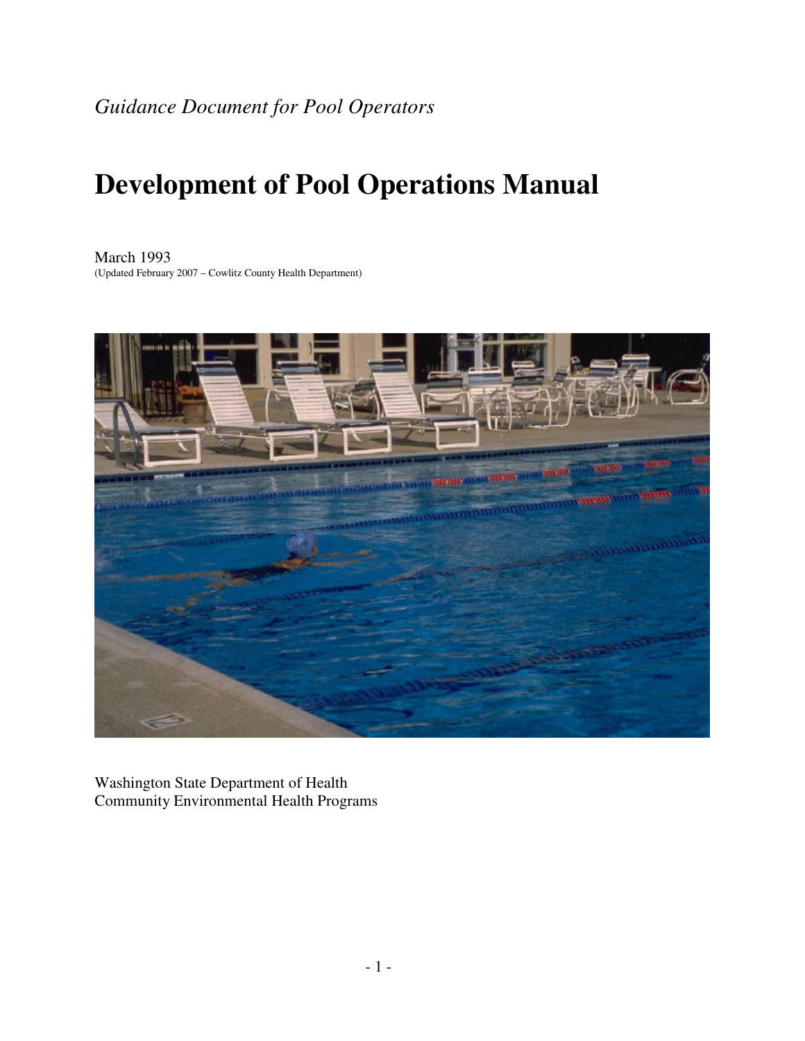*Guidance Document for Pool Operators*

# Development of Pool Operations Manual

March 1993
(Updated February 2007 – Cowlitz County Health Department)

Washington State Department of Health
Community Environmental Health Programs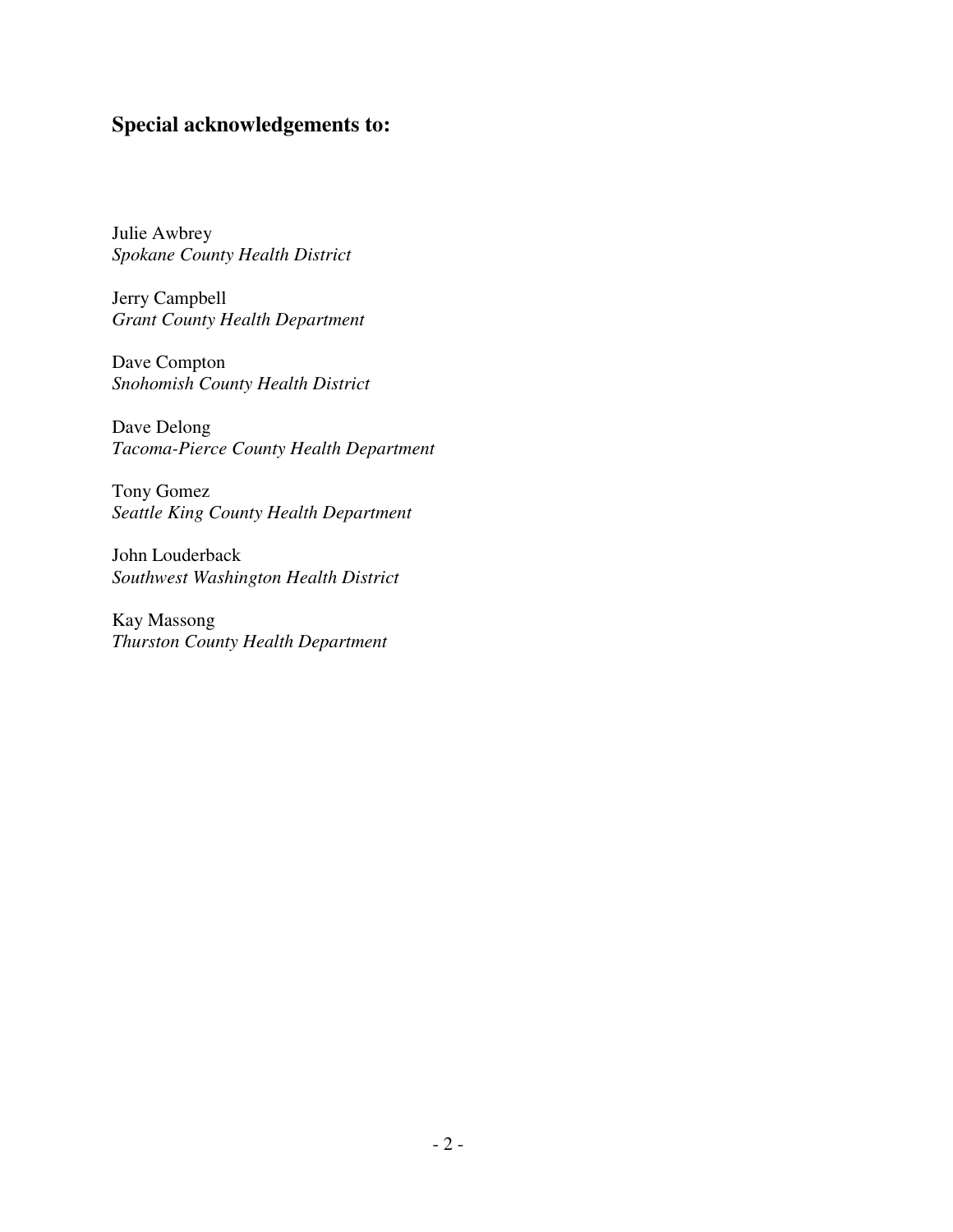## Special acknowledgements to:

Julie Awbrey
*Spokane County Health District*

Jerry Campbell
*Grant County Health Department*

Dave Compton
*Snohomish County Health District*

Dave Delong
*Tacoma-Pierce County Health Department*

Tony Gomez
*Seattle King County Health Department*

John Louderback
*Southwest Washington Health District*

Kay Massong
*Thurston County Health Department*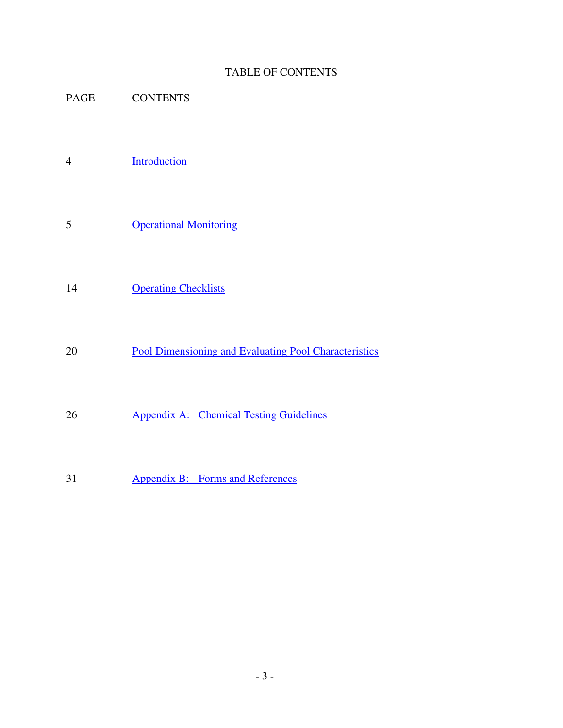# TABLE OF CONTENTS

| PAGE | CONTENTS |
|---|---|
| 4 | Introduction |
| 5 | Operational Monitoring |
| 14 | Operating Checklists |
| 20 | Pool Dimensioning and Evaluating Pool Characteristics |
| 26 | Appendix A: Chemical Testing Guidelines |
| 31 | Appendix B: Forms and References |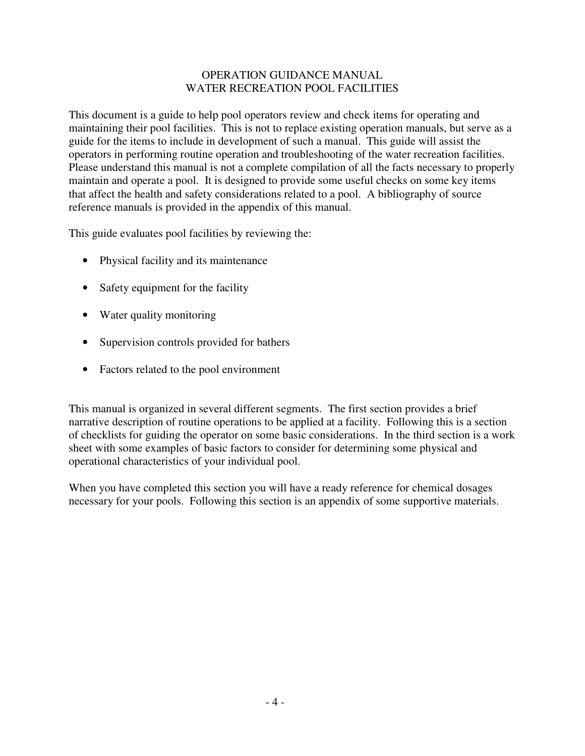# OPERATION GUIDANCE MANUAL
# WATER RECREATION POOL FACILITIES

This document is a guide to help pool operators review and check items for operating and maintaining their pool facilities. This is not to replace existing operation manuals, but serve as a guide for the items to include in development of such a manual. This guide will assist the operators in performing routine operation and troubleshooting of the water recreation facilities. Please understand this manual is not a complete compilation of all the facts necessary to properly maintain and operate a pool. It is designed to provide some useful checks on some key items that affect the health and safety considerations related to a pool. A bibliography of source reference manuals is provided in the appendix of this manual.

This guide evaluates pool facilities by reviewing the:

- Physical facility and its maintenance
- Safety equipment for the facility
- Water quality monitoring
- Supervision controls provided for bathers
- Factors related to the pool environment

This manual is organized in several different segments. The first section provides a brief narrative description of routine operations to be applied at a facility. Following this is a section of checklists for guiding the operator on some basic considerations. In the third section is a work sheet with some examples of basic factors to consider for determining some physical and operational characteristics of your individual pool.

When you have completed this section you will have a ready reference for chemical dosages necessary for your pools. Following this section is an appendix of some supportive materials.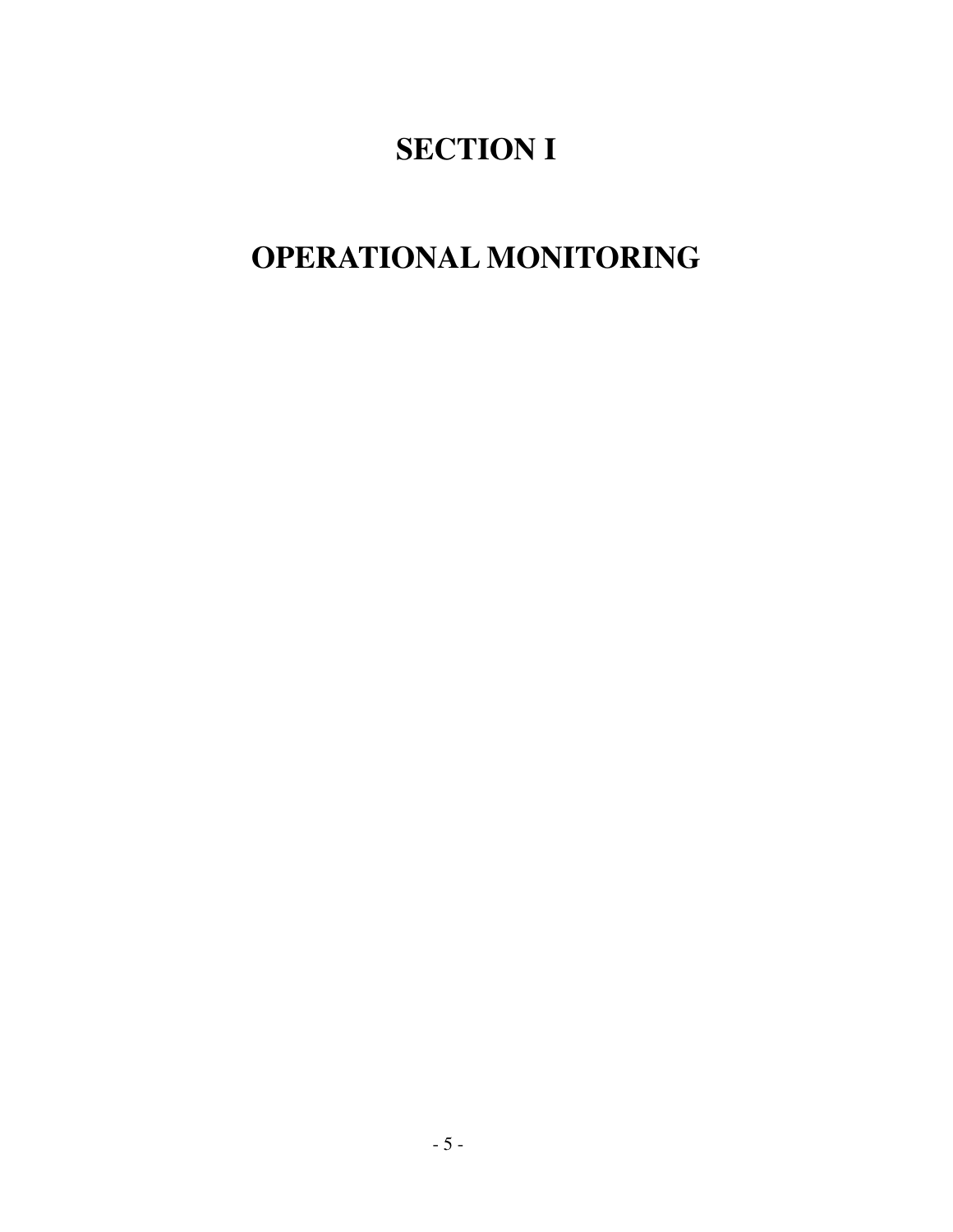# SECTION I

# OPERATIONAL MONITORING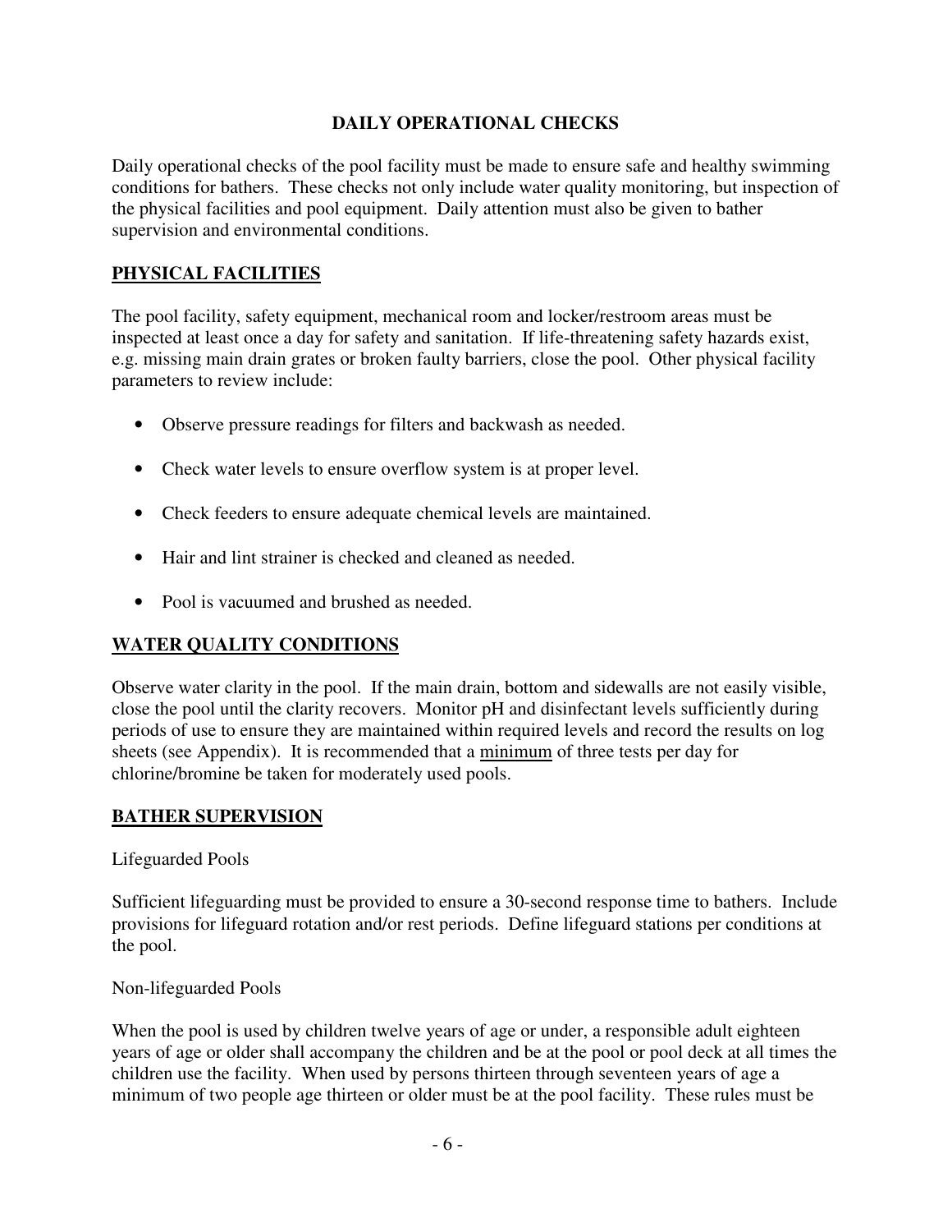## DAILY OPERATIONAL CHECKS

Daily operational checks of the pool facility must be made to ensure safe and healthy swimming conditions for bathers. These checks not only include water quality monitoring, but inspection of the physical facilities and pool equipment. Daily attention must also be given to bather supervision and environmental conditions.

### PHYSICAL FACILITIES

The pool facility, safety equipment, mechanical room and locker/restroom areas must be inspected at least once a day for safety and sanitation. If life-threatening safety hazards exist, e.g. missing main drain grates or broken faulty barriers, close the pool. Other physical facility parameters to review include:

- Observe pressure readings for filters and backwash as needed.
- Check water levels to ensure overflow system is at proper level.
- Check feeders to ensure adequate chemical levels are maintained.
- Hair and lint strainer is checked and cleaned as needed.
- Pool is vacuumed and brushed as needed.

### WATER QUALITY CONDITIONS

Observe water clarity in the pool. If the main drain, bottom and sidewalls are not easily visible, close the pool until the clarity recovers. Monitor pH and disinfectant levels sufficiently during periods of use to ensure they are maintained within required levels and record the results on log sheets (see Appendix). It is recommended that a minimum of three tests per day for chlorine/bromine be taken for moderately used pools.

### BATHER SUPERVISION

Lifeguarded Pools

Sufficient lifeguarding must be provided to ensure a 30-second response time to bathers. Include provisions for lifeguard rotation and/or rest periods. Define lifeguard stations per conditions at the pool.

Non-lifeguarded Pools

When the pool is used by children twelve years of age or under, a responsible adult eighteen years of age or older shall accompany the children and be at the pool or pool deck at all times the children use the facility. When used by persons thirteen through seventeen years of age a minimum of two people age thirteen or older must be at the pool facility. These rules must be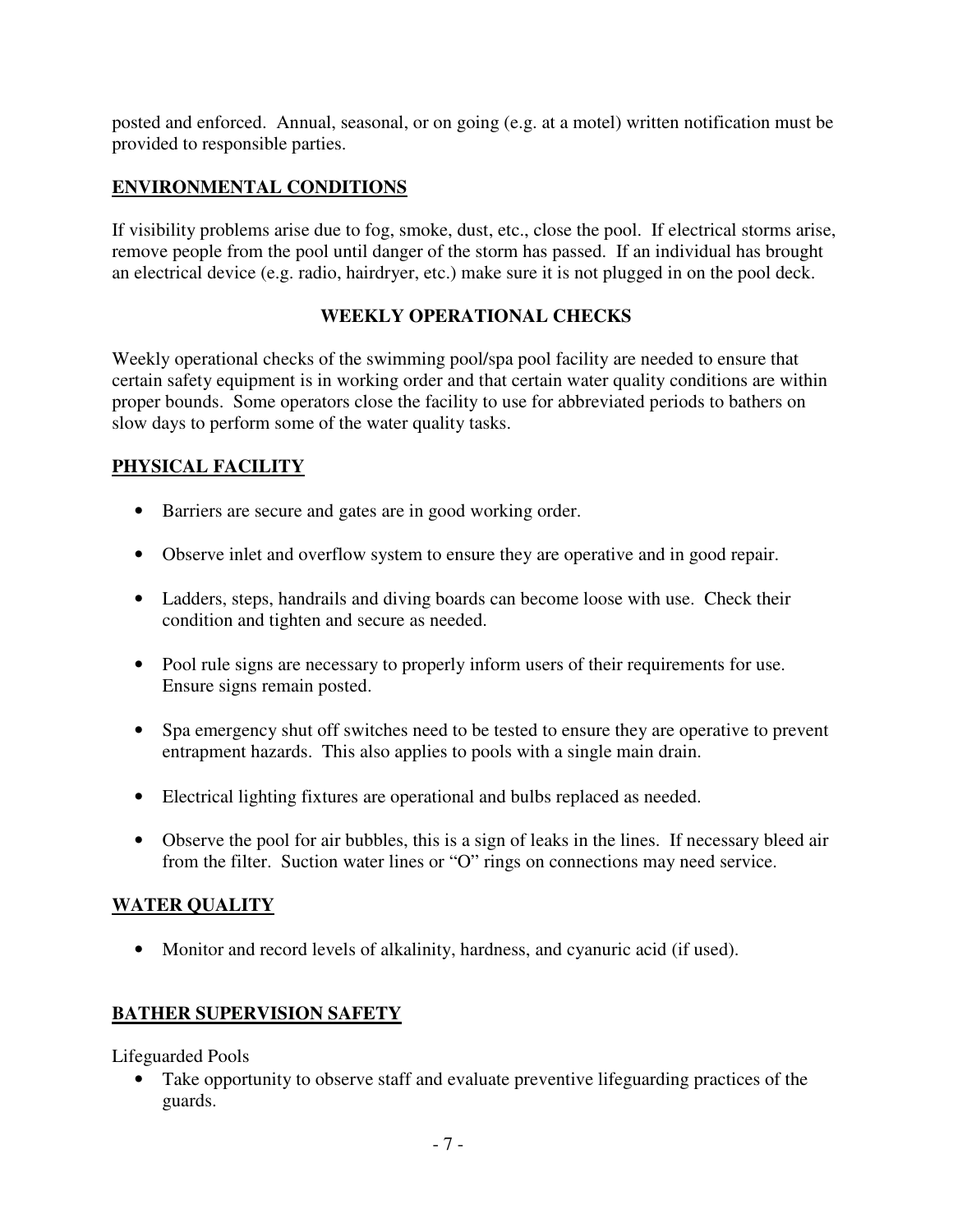posted and enforced. Annual, seasonal, or on going (e.g. at a motel) written notification must be provided to responsible parties.

## ENVIRONMENTAL CONDITIONS

If visibility problems arise due to fog, smoke, dust, etc., close the pool. If electrical storms arise, remove people from the pool until danger of the storm has passed. If an individual has brought an electrical device (e.g. radio, hairdryer, etc.) make sure it is not plugged in on the pool deck.

# WEEKLY OPERATIONAL CHECKS

Weekly operational checks of the swimming pool/spa pool facility are needed to ensure that certain safety equipment is in working order and that certain water quality conditions are within proper bounds. Some operators close the facility to use for abbreviated periods to bathers on slow days to perform some of the water quality tasks.

## PHYSICAL FACILITY

- Barriers are secure and gates are in good working order.
- Observe inlet and overflow system to ensure they are operative and in good repair.
- Ladders, steps, handrails and diving boards can become loose with use. Check their condition and tighten and secure as needed.
- Pool rule signs are necessary to properly inform users of their requirements for use. Ensure signs remain posted.
- Spa emergency shut off switches need to be tested to ensure they are operative to prevent entrapment hazards. This also applies to pools with a single main drain.
- Electrical lighting fixtures are operational and bulbs replaced as needed.
- Observe the pool for air bubbles, this is a sign of leaks in the lines. If necessary bleed air from the filter. Suction water lines or "O" rings on connections may need service.

## WATER QUALITY

- Monitor and record levels of alkalinity, hardness, and cyanuric acid (if used).

## BATHER SUPERVISION SAFETY

Lifeguarded Pools

- Take opportunity to observe staff and evaluate preventive lifeguarding practices of the guards.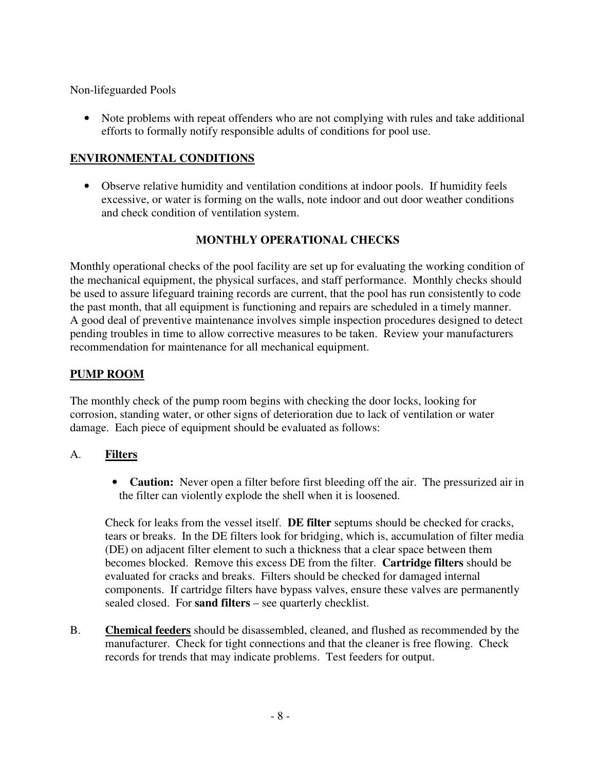Non-lifeguarded Pools

- Note problems with repeat offenders who are not complying with rules and take additional efforts to formally notify responsible adults of conditions for pool use.

## ENVIRONMENTAL CONDITIONS

- Observe relative humidity and ventilation conditions at indoor pools. If humidity feels excessive, or water is forming on the walls, note indoor and out door weather conditions and check condition of ventilation system.

# MONTHLY OPERATIONAL CHECKS

Monthly operational checks of the pool facility are set up for evaluating the working condition of the mechanical equipment, the physical surfaces, and staff performance. Monthly checks should be used to assure lifeguard training records are current, that the pool has run consistently to code the past month, that all equipment is functioning and repairs are scheduled in a timely manner. A good deal of preventive maintenance involves simple inspection procedures designed to detect pending troubles in time to allow corrective measures to be taken. Review your manufacturers recommendation for maintenance for all mechanical equipment.

## PUMP ROOM

The monthly check of the pump room begins with checking the door locks, looking for corrosion, standing water, or other signs of deterioration due to lack of ventilation or water damage. Each piece of equipment should be evaluated as follows:

A. **Filters**

- **Caution:** Never open a filter before first bleeding off the air. The pressurized air in the filter can violently explode the shell when it is loosened.

Check for leaks from the vessel itself. **DE filter** septums should be checked for cracks, tears or breaks. In the DE filters look for bridging, which is, accumulation of filter media (DE) on adjacent filter element to such a thickness that a clear space between them becomes blocked. Remove this excess DE from the filter. **Cartridge filters** should be evaluated for cracks and breaks. Filters should be checked for damaged internal components. If cartridge filters have bypass valves, ensure these valves are permanently sealed closed. For **sand filters** – see quarterly checklist.

B. **Chemical feeders** should be disassembled, cleaned, and flushed as recommended by the manufacturer. Check for tight connections and that the cleaner is free flowing. Check records for trends that may indicate problems. Test feeders for output.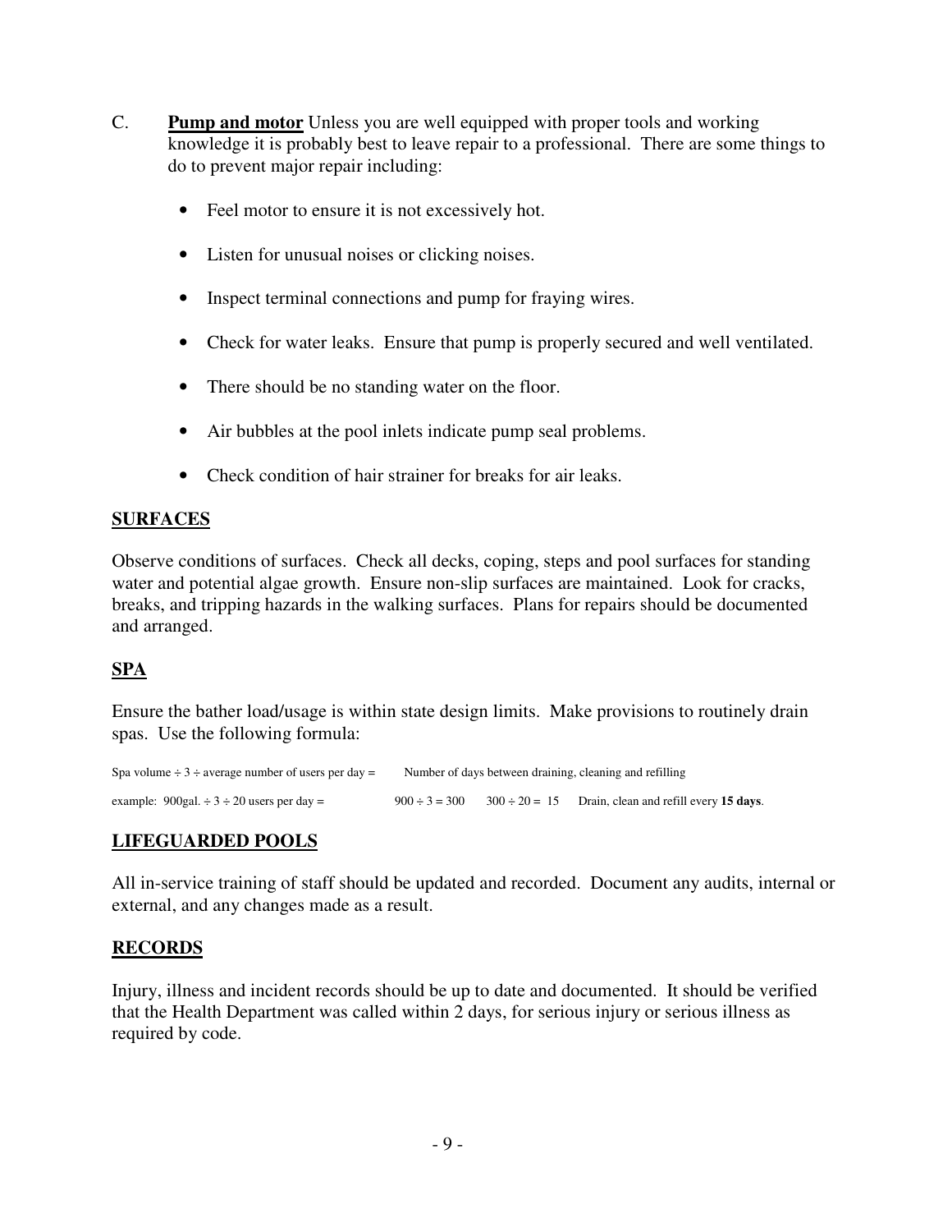C. **Pump and motor** Unless you are well equipped with proper tools and working knowledge it is probably best to leave repair to a professional. There are some things to do to prevent major repair including:

- Feel motor to ensure it is not excessively hot.
- Listen for unusual noises or clicking noises.
- Inspect terminal connections and pump for fraying wires.
- Check for water leaks. Ensure that pump is properly secured and well ventilated.
- There should be no standing water on the floor.
- Air bubbles at the pool inlets indicate pump seal problems.
- Check condition of hair strainer for breaks for air leaks.

## SURFACES

Observe conditions of surfaces. Check all decks, coping, steps and pool surfaces for standing water and potential algae growth. Ensure non-slip surfaces are maintained. Look for cracks, breaks, and tripping hazards in the walking surfaces. Plans for repairs should be documented and arranged.

## SPA

Ensure the bather load/usage is within state design limits. Make provisions to routinely drain spas. Use the following formula:

Spa volume ÷ 3 ÷ average number of users per day = Number of days between draining, cleaning and refilling

example: 900gal. ÷ 3 ÷ 20 users per day = 900 ÷ 3 = 300 300 ÷ 20 = 15 Drain, clean and refill every **15 days**.

## LIFEGUARDED POOLS

All in-service training of staff should be updated and recorded. Document any audits, internal or external, and any changes made as a result.

## RECORDS

Injury, illness and incident records should be up to date and documented. It should be verified that the Health Department was called within 2 days, for serious injury or serious illness as required by code.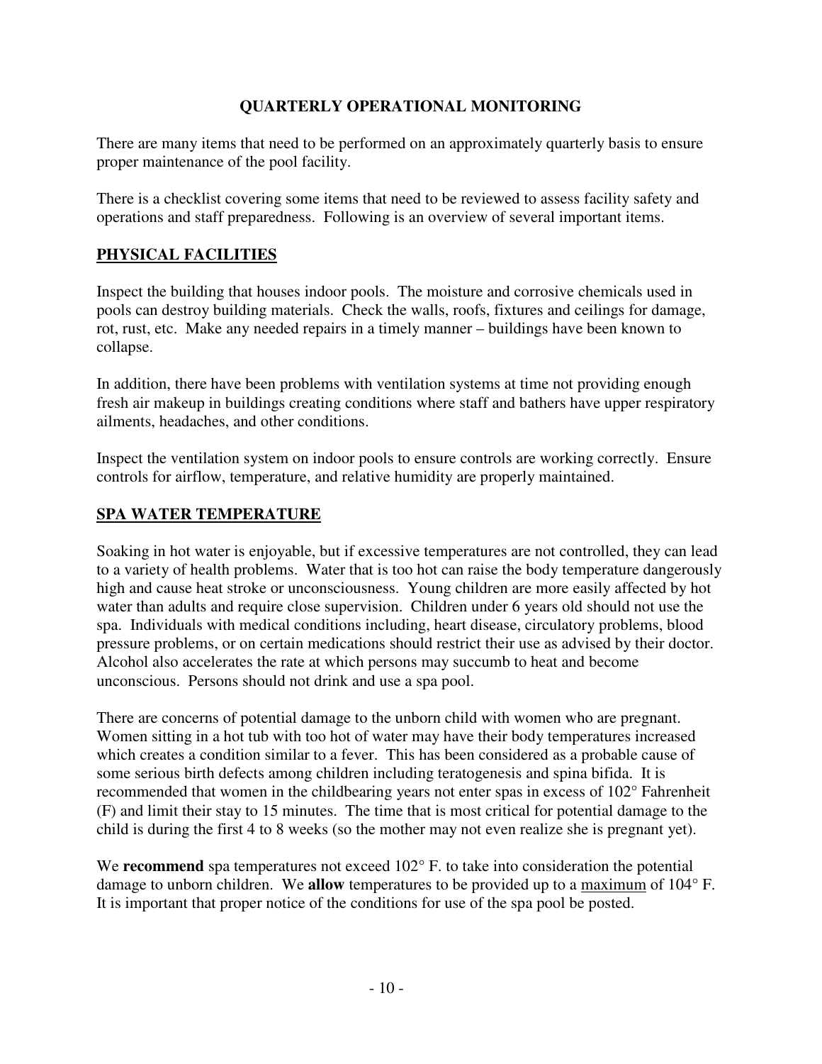# QUARTERLY OPERATIONAL MONITORING

There are many items that need to be performed on an approximately quarterly basis to ensure proper maintenance of the pool facility.

There is a checklist covering some items that need to be reviewed to assess facility safety and operations and staff preparedness. Following is an overview of several important items.

## PHYSICAL FACILITIES

Inspect the building that houses indoor pools. The moisture and corrosive chemicals used in pools can destroy building materials. Check the walls, roofs, fixtures and ceilings for damage, rot, rust, etc. Make any needed repairs in a timely manner – buildings have been known to collapse.

In addition, there have been problems with ventilation systems at time not providing enough fresh air makeup in buildings creating conditions where staff and bathers have upper respiratory ailments, headaches, and other conditions.

Inspect the ventilation system on indoor pools to ensure controls are working correctly. Ensure controls for airflow, temperature, and relative humidity are properly maintained.

## SPA WATER TEMPERATURE

Soaking in hot water is enjoyable, but if excessive temperatures are not controlled, they can lead to a variety of health problems. Water that is too hot can raise the body temperature dangerously high and cause heat stroke or unconsciousness. Young children are more easily affected by hot water than adults and require close supervision. Children under 6 years old should not use the spa. Individuals with medical conditions including, heart disease, circulatory problems, blood pressure problems, or on certain medications should restrict their use as advised by their doctor. Alcohol also accelerates the rate at which persons may succumb to heat and become unconscious. Persons should not drink and use a spa pool.

There are concerns of potential damage to the unborn child with women who are pregnant. Women sitting in a hot tub with too hot of water may have their body temperatures increased which creates a condition similar to a fever. This has been considered as a probable cause of some serious birth defects among children including teratogenesis and spina bifida. It is recommended that women in the childbearing years not enter spas in excess of 102° Fahrenheit (F) and limit their stay to 15 minutes. The time that is most critical for potential damage to the child is during the first 4 to 8 weeks (so the mother may not even realize she is pregnant yet).

We **recommend** spa temperatures not exceed 102° F. to take into consideration the potential damage to unborn children. We **allow** temperatures to be provided up to a <u>maximum</u> of 104° F. It is important that proper notice of the conditions for use of the spa pool be posted.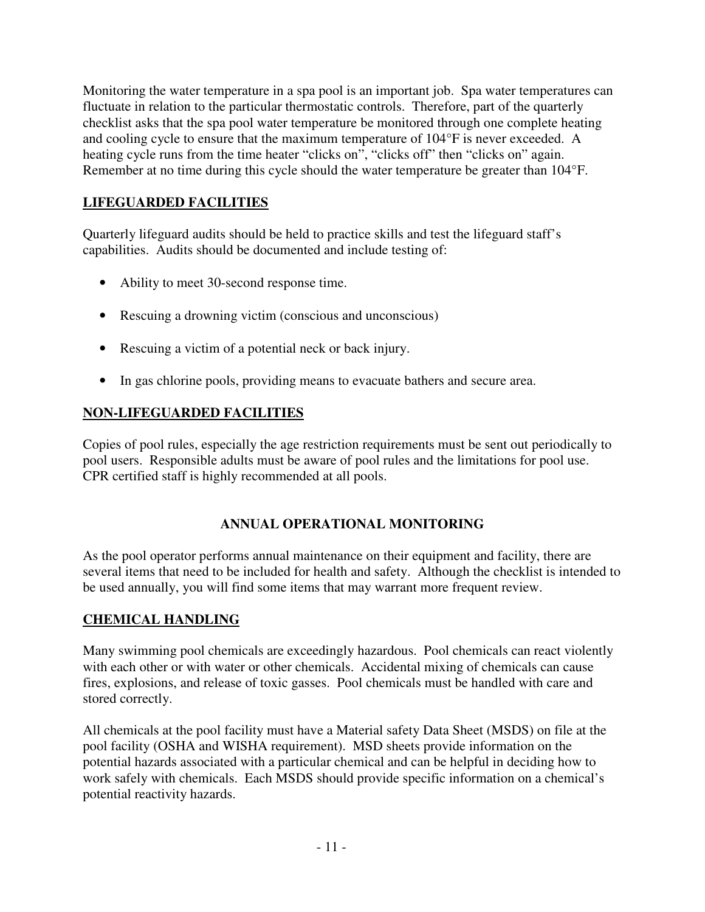Monitoring the water temperature in a spa pool is an important job. Spa water temperatures can fluctuate in relation to the particular thermostatic controls. Therefore, part of the quarterly checklist asks that the spa pool water temperature be monitored through one complete heating and cooling cycle to ensure that the maximum temperature of 104°F is never exceeded. A heating cycle runs from the time heater "clicks on", "clicks off" then "clicks on" again. Remember at no time during this cycle should the water temperature be greater than 104°F.

## LIFEGUARDED FACILITIES

Quarterly lifeguard audits should be held to practice skills and test the lifeguard staff's capabilities. Audits should be documented and include testing of:

- Ability to meet 30-second response time.
- Rescuing a drowning victim (conscious and unconscious)
- Rescuing a victim of a potential neck or back injury.
- In gas chlorine pools, providing means to evacuate bathers and secure area.

## NON-LIFEGUARDED FACILITIES

Copies of pool rules, especially the age restriction requirements must be sent out periodically to pool users. Responsible adults must be aware of pool rules and the limitations for pool use. CPR certified staff is highly recommended at all pools.

# ANNUAL OPERATIONAL MONITORING

As the pool operator performs annual maintenance on their equipment and facility, there are several items that need to be included for health and safety. Although the checklist is intended to be used annually, you will find some items that may warrant more frequent review.

## CHEMICAL HANDLING

Many swimming pool chemicals are exceedingly hazardous. Pool chemicals can react violently with each other or with water or other chemicals. Accidental mixing of chemicals can cause fires, explosions, and release of toxic gasses. Pool chemicals must be handled with care and stored correctly.

All chemicals at the pool facility must have a Material safety Data Sheet (MSDS) on file at the pool facility (OSHA and WISHA requirement). MSD sheets provide information on the potential hazards associated with a particular chemical and can be helpful in deciding how to work safely with chemicals. Each MSDS should provide specific information on a chemical's potential reactivity hazards.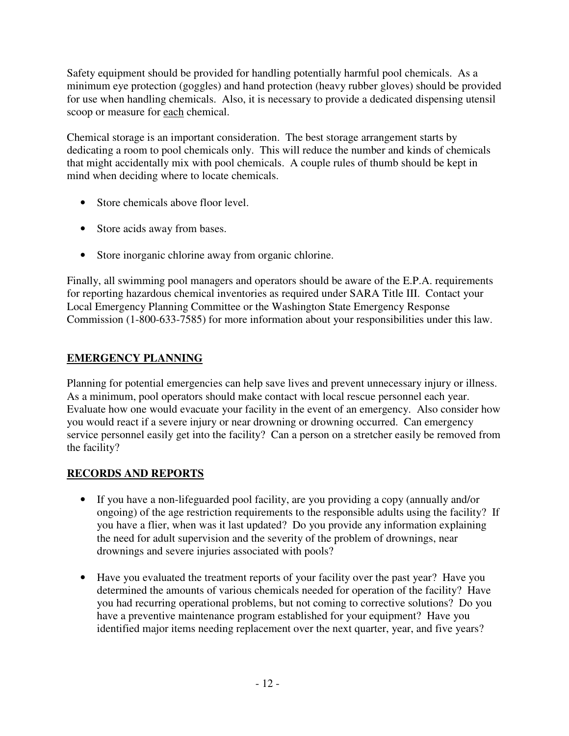Safety equipment should be provided for handling potentially harmful pool chemicals. As a minimum eye protection (goggles) and hand protection (heavy rubber gloves) should be provided for use when handling chemicals. Also, it is necessary to provide a dedicated dispensing utensil scoop or measure for <u>each</u> chemical.

Chemical storage is an important consideration. The best storage arrangement starts by dedicating a room to pool chemicals only. This will reduce the number and kinds of chemicals that might accidentally mix with pool chemicals. A couple rules of thumb should be kept in mind when deciding where to locate chemicals.

- Store chemicals above floor level.
- Store acids away from bases.
- Store inorganic chlorine away from organic chlorine.

Finally, all swimming pool managers and operators should be aware of the E.P.A. requirements for reporting hazardous chemical inventories as required under SARA Title III. Contact your Local Emergency Planning Committee or the Washington State Emergency Response Commission (1-800-633-7585) for more information about your responsibilities under this law.

## EMERGENCY PLANNING

Planning for potential emergencies can help save lives and prevent unnecessary injury or illness. As a minimum, pool operators should make contact with local rescue personnel each year. Evaluate how one would evacuate your facility in the event of an emergency. Also consider how you would react if a severe injury or near drowning or drowning occurred. Can emergency service personnel easily get into the facility? Can a person on a stretcher easily be removed from the facility?

## RECORDS AND REPORTS

- If you have a non-lifeguarded pool facility, are you providing a copy (annually and/or ongoing) of the age restriction requirements to the responsible adults using the facility? If you have a flier, when was it last updated? Do you provide any information explaining the need for adult supervision and the severity of the problem of drownings, near drownings and severe injuries associated with pools?
- Have you evaluated the treatment reports of your facility over the past year? Have you determined the amounts of various chemicals needed for operation of the facility? Have you had recurring operational problems, but not coming to corrective solutions? Do you have a preventive maintenance program established for your equipment? Have you identified major items needing replacement over the next quarter, year, and five years?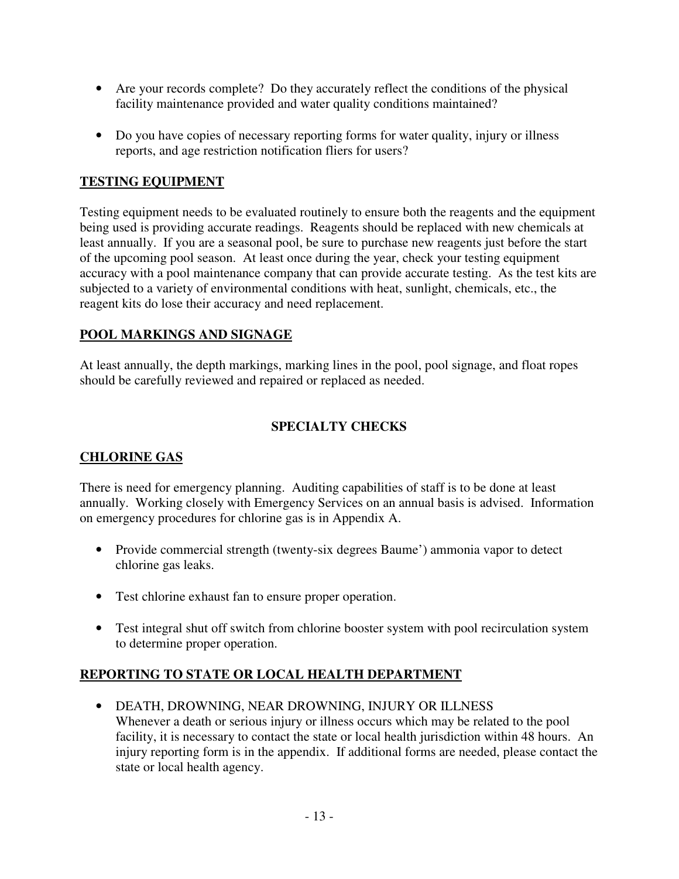- Are your records complete? Do they accurately reflect the conditions of the physical facility maintenance provided and water quality conditions maintained?

- Do you have copies of necessary reporting forms for water quality, injury or illness reports, and age restriction notification fliers for users?

## TESTING EQUIPMENT

Testing equipment needs to be evaluated routinely to ensure both the reagents and the equipment being used is providing accurate readings. Reagents should be replaced with new chemicals at least annually. If you are a seasonal pool, be sure to purchase new reagents just before the start of the upcoming pool season. At least once during the year, check your testing equipment accuracy with a pool maintenance company that can provide accurate testing. As the test kits are subjected to a variety of environmental conditions with heat, sunlight, chemicals, etc., the reagent kits do lose their accuracy and need replacement.

## POOL MARKINGS AND SIGNAGE

At least annually, the depth markings, marking lines in the pool, pool signage, and float ropes should be carefully reviewed and repaired or replaced as needed.

# SPECIALTY CHECKS

## CHLORINE GAS

There is need for emergency planning. Auditing capabilities of staff is to be done at least annually. Working closely with Emergency Services on an annual basis is advised. Information on emergency procedures for chlorine gas is in Appendix A.

- Provide commercial strength (twenty-six degrees Baume') ammonia vapor to detect chlorine gas leaks.

- Test chlorine exhaust fan to ensure proper operation.

- Test integral shut off switch from chlorine booster system with pool recirculation system to determine proper operation.

## REPORTING TO STATE OR LOCAL HEALTH DEPARTMENT

- DEATH, DROWNING, NEAR DROWNING, INJURY OR ILLNESS
  Whenever a death or serious injury or illness occurs which may be related to the pool facility, it is necessary to contact the state or local health jurisdiction within 48 hours. An injury reporting form is in the appendix. If additional forms are needed, please contact the state or local health agency.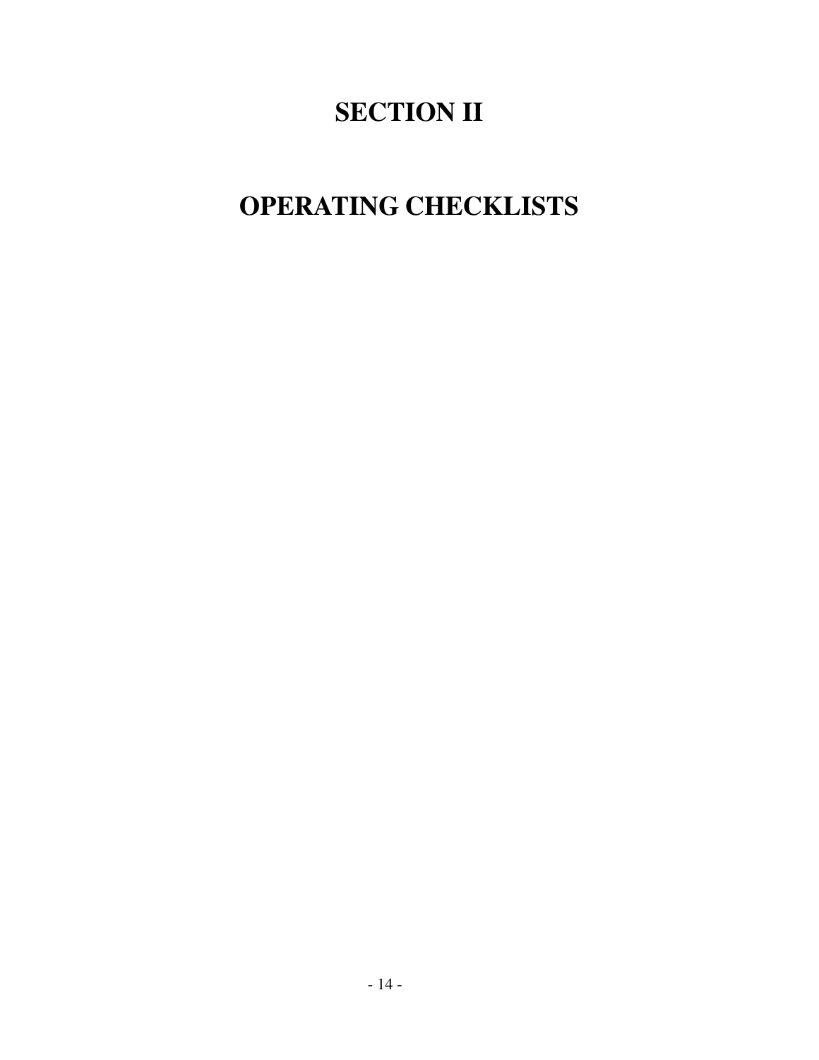# SECTION II

# OPERATING CHECKLISTS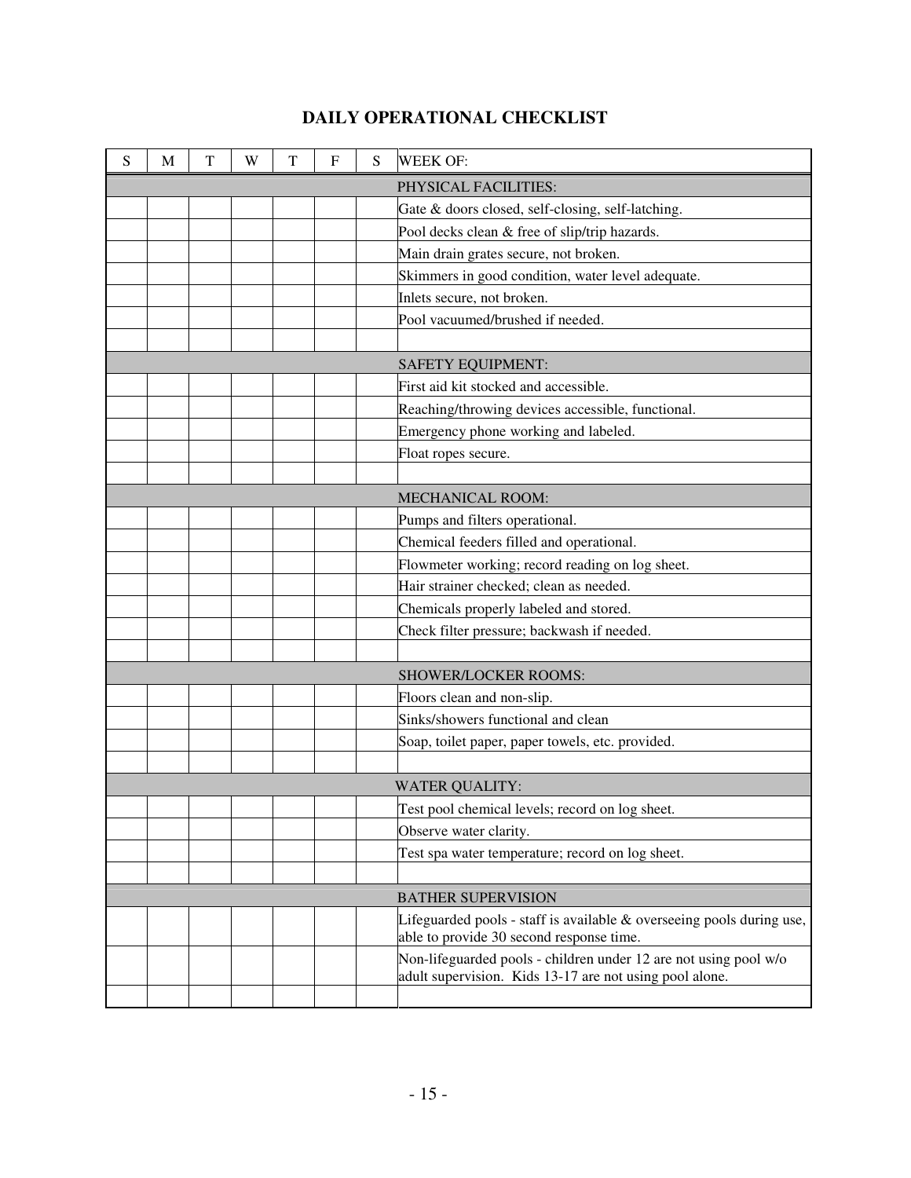# DAILY OPERATIONAL CHECKLIST

| S | M | T | W | T | F | S | WEEK OF: |
|---|---|---|---|---|---|---|---|
| | | | | | | | PHYSICAL FACILITIES: |
| | | | | | | | Gate & doors closed, self-closing, self-latching. |
| | | | | | | | Pool decks clean & free of slip/trip hazards. |
| | | | | | | | Main drain grates secure, not broken. |
| | | | | | | | Skimmers in good condition, water level adequate. |
| | | | | | | | Inlets secure, not broken. |
| | | | | | | | Pool vacuumed/brushed if needed. |
| | | | | | | | |
| | | | | | | | SAFETY EQUIPMENT: |
| | | | | | | | First aid kit stocked and accessible. |
| | | | | | | | Reaching/throwing devices accessible, functional. |
| | | | | | | | Emergency phone working and labeled. |
| | | | | | | | Float ropes secure. |
| | | | | | | | |
| | | | | | | | MECHANICAL ROOM: |
| | | | | | | | Pumps and filters operational. |
| | | | | | | | Chemical feeders filled and operational. |
| | | | | | | | Flowmeter working; record reading on log sheet. |
| | | | | | | | Hair strainer checked; clean as needed. |
| | | | | | | | Chemicals properly labeled and stored. |
| | | | | | | | Check filter pressure; backwash if needed. |
| | | | | | | | |
| | | | | | | | SHOWER/LOCKER ROOMS: |
| | | | | | | | Floors clean and non-slip. |
| | | | | | | | Sinks/showers functional and clean |
| | | | | | | | Soap, toilet paper, paper towels, etc. provided. |
| | | | | | | | |
| | | | | | | | WATER QUALITY: |
| | | | | | | | Test pool chemical levels; record on log sheet. |
| | | | | | | | Observe water clarity. |
| | | | | | | | Test spa water temperature; record on log sheet. |
| | | | | | | | |
| | | | | | | | BATHER SUPERVISION |
| | | | | | | | Lifeguarded pools - staff is available & overseeing pools during use, able to provide 30 second response time. |
| | | | | | | | Non-lifeguarded pools - children under 12 are not using pool w/o adult supervision. Kids 13-17 are not using pool alone. |
| | | | | | | | |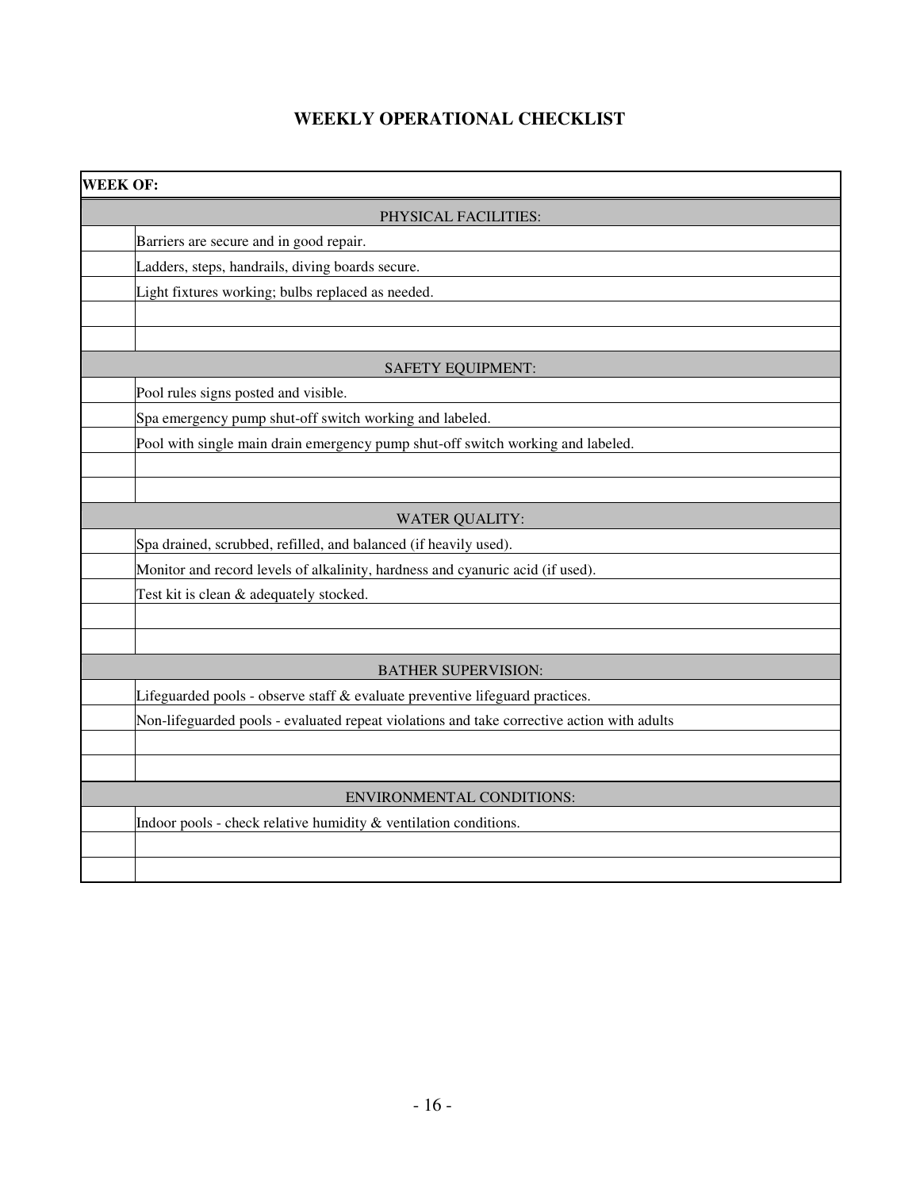# WEEKLY OPERATIONAL CHECKLIST

| **WEEK OF:** | |
|---|---|
| | PHYSICAL FACILITIES: |
| | Barriers are secure and in good repair. |
| | Ladders, steps, handrails, diving boards secure. |
| | Light fixtures working; bulbs replaced as needed. |
| | |
| | |
| | SAFETY EQUIPMENT: |
| | Pool rules signs posted and visible. |
| | Spa emergency pump shut-off switch working and labeled. |
| | Pool with single main drain emergency pump shut-off switch working and labeled. |
| | |
| | |
| | WATER QUALITY: |
| | Spa drained, scrubbed, refilled, and balanced (if heavily used). |
| | Monitor and record levels of alkalinity, hardness and cyanuric acid (if used). |
| | Test kit is clean & adequately stocked. |
| | |
| | |
| | BATHER SUPERVISION: |
| | Lifeguarded pools - observe staff & evaluate preventive lifeguard practices. |
| | Non-lifeguarded pools - evaluated repeat violations and take corrective action with adults |
| | |
| | |
| | ENVIRONMENTAL CONDITIONS: |
| | Indoor pools - check relative humidity & ventilation conditions. |
| | |
| | |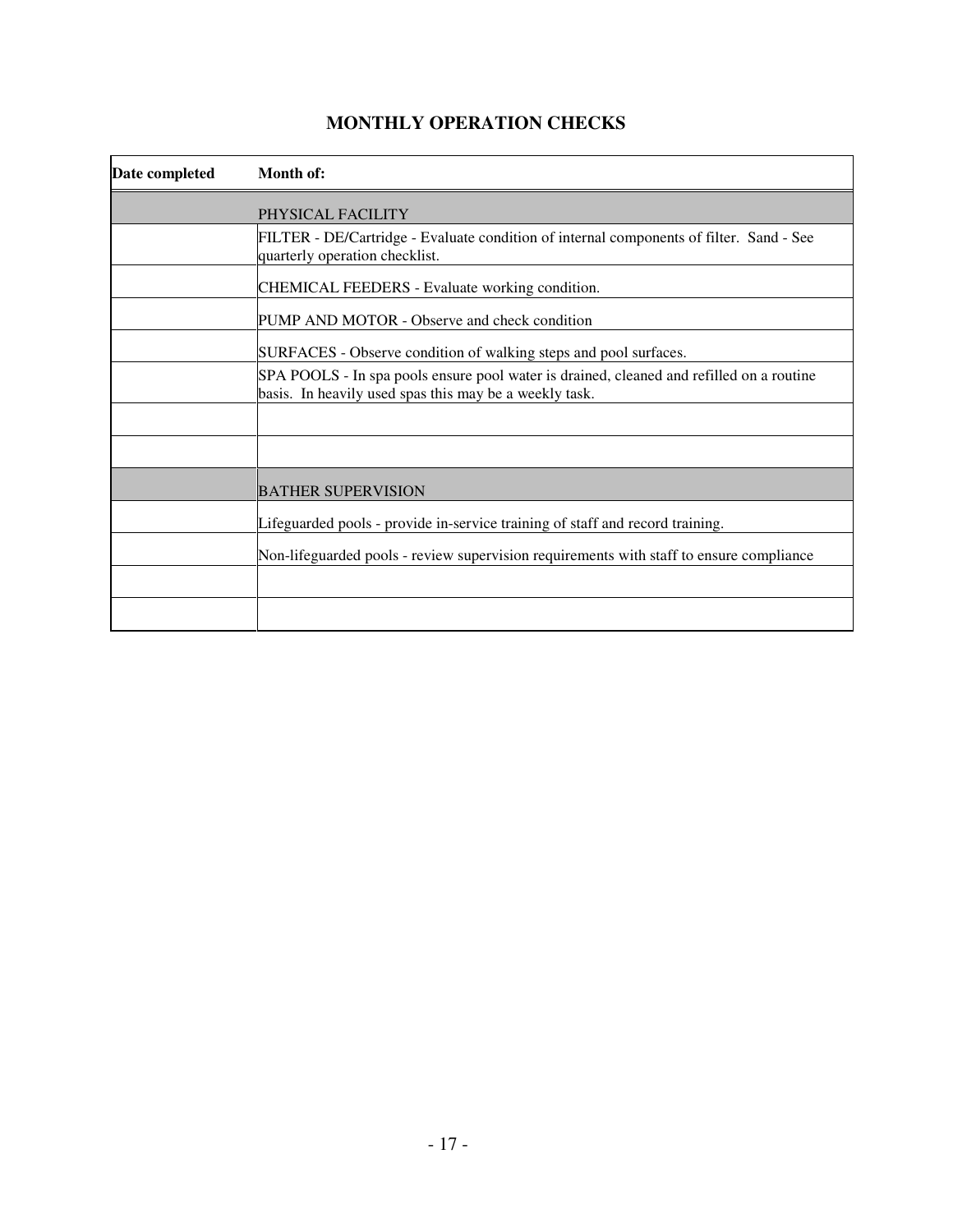# MONTHLY OPERATION CHECKS

| Date completed | Month of: |
|---|---|
| | PHYSICAL FACILITY |
| | FILTER - DE/Cartridge - Evaluate condition of internal components of filter. Sand - See quarterly operation checklist. |
| | CHEMICAL FEEDERS - Evaluate working condition. |
| | PUMP AND MOTOR - Observe and check condition |
| | SURFACES - Observe condition of walking steps and pool surfaces. |
| | SPA POOLS - In spa pools ensure pool water is drained, cleaned and refilled on a routine basis. In heavily used spas this may be a weekly task. |
| | |
| | |
| | BATHER SUPERVISION |
| | Lifeguarded pools - provide in-service training of staff and record training. |
| | Non-lifeguarded pools - review supervision requirements with staff to ensure compliance |
| | |
| | |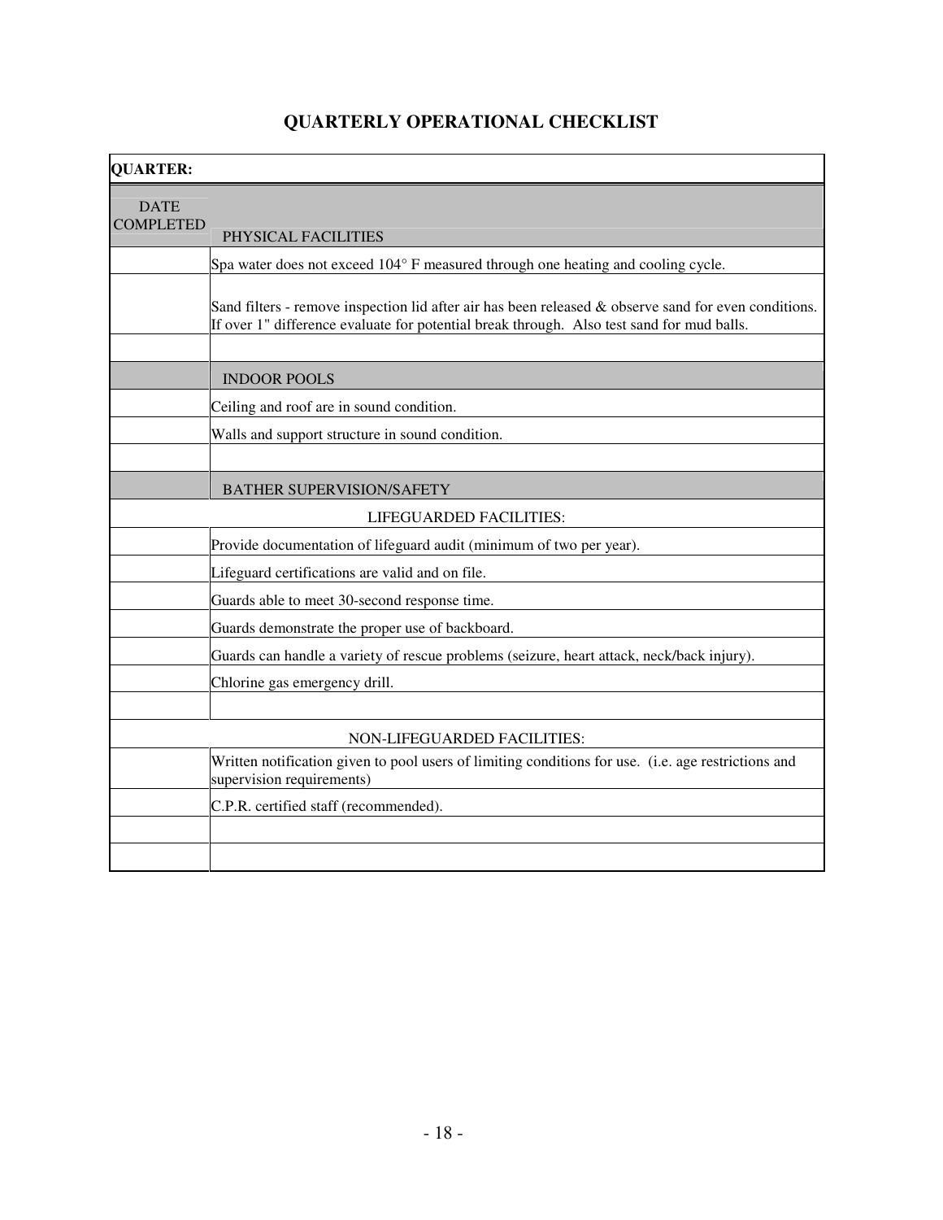# QUARTERLY OPERATIONAL CHECKLIST

| **QUARTER:** | |
|---|---|
| DATE COMPLETED | PHYSICAL FACILITIES |
| | Spa water does not exceed 104° F measured through one heating and cooling cycle. |
| | Sand filters - remove inspection lid after air has been released & observe sand for even conditions. If over 1" difference evaluate for potential break through. Also test sand for mud balls. |
| | |
| | INDOOR POOLS |
| | Ceiling and roof are in sound condition. |
| | Walls and support structure in sound condition. |
| | |
| | BATHER SUPERVISION/SAFETY |
| | LIFEGUARDED FACILITIES: |
| | Provide documentation of lifeguard audit (minimum of two per year). |
| | Lifeguard certifications are valid and on file. |
| | Guards able to meet 30-second response time. |
| | Guards demonstrate the proper use of backboard. |
| | Guards can handle a variety of rescue problems (seizure, heart attack, neck/back injury). |
| | Chlorine gas emergency drill. |
| | |
| | NON-LIFEGUARDED FACILITIES: |
| | Written notification given to pool users of limiting conditions for use. (i.e. age restrictions and supervision requirements) |
| | C.P.R. certified staff (recommended). |
| | |
| | |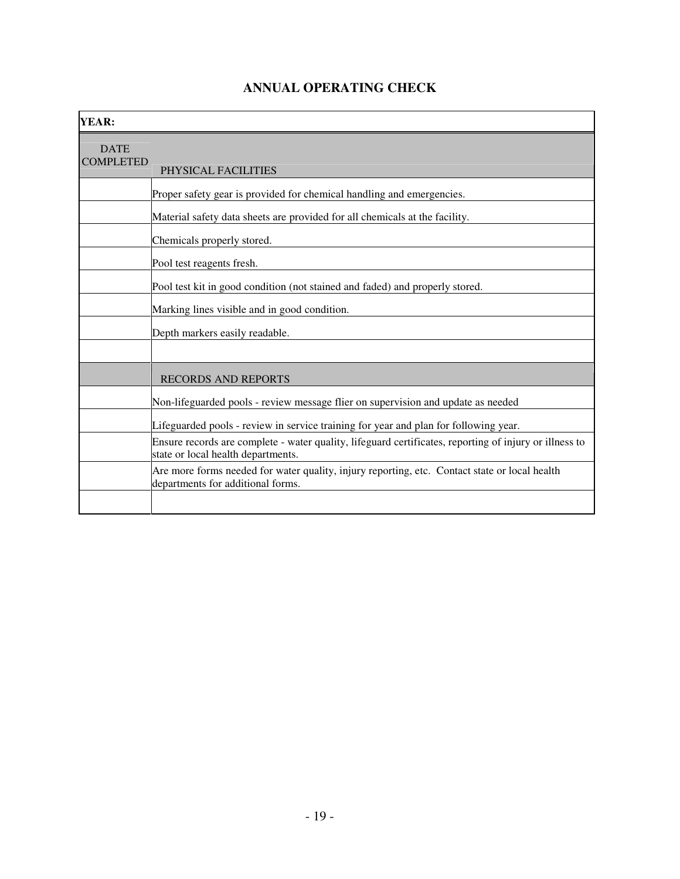# ANNUAL OPERATING CHECK

| YEAR: | |
|---|---|
| DATE COMPLETED | PHYSICAL FACILITIES |
| | Proper safety gear is provided for chemical handling and emergencies. |
| | Material safety data sheets are provided for all chemicals at the facility. |
| | Chemicals properly stored. |
| | Pool test reagents fresh. |
| | Pool test kit in good condition (not stained and faded) and properly stored. |
| | Marking lines visible and in good condition. |
| | Depth markers easily readable. |
| | |
| | RECORDS AND REPORTS |
| | Non-lifeguarded pools - review message flier on supervision and update as needed |
| | Lifeguarded pools - review in service training for year and plan for following year. |
| | Ensure records are complete - water quality, lifeguard certificates, reporting of injury or illness to state or local health departments. |
| | Are more forms needed for water quality, injury reporting, etc. Contact state or local health departments for additional forms. |
| | |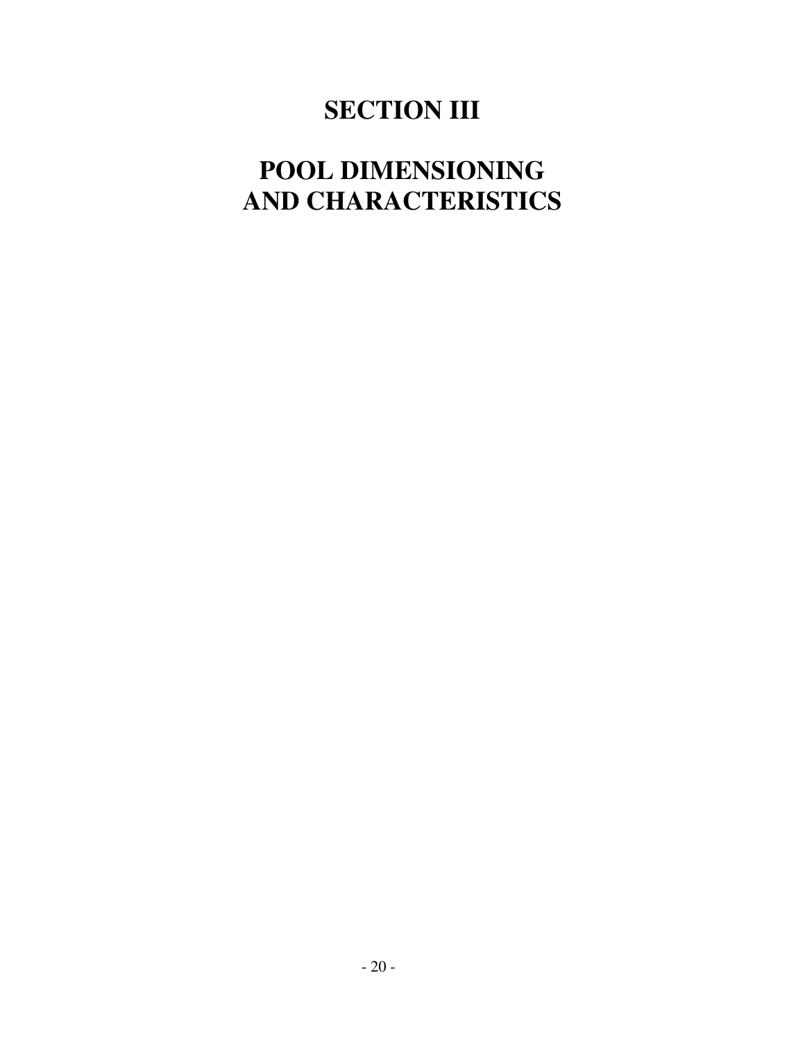# SECTION III

# POOL DIMENSIONING AND CHARACTERISTICS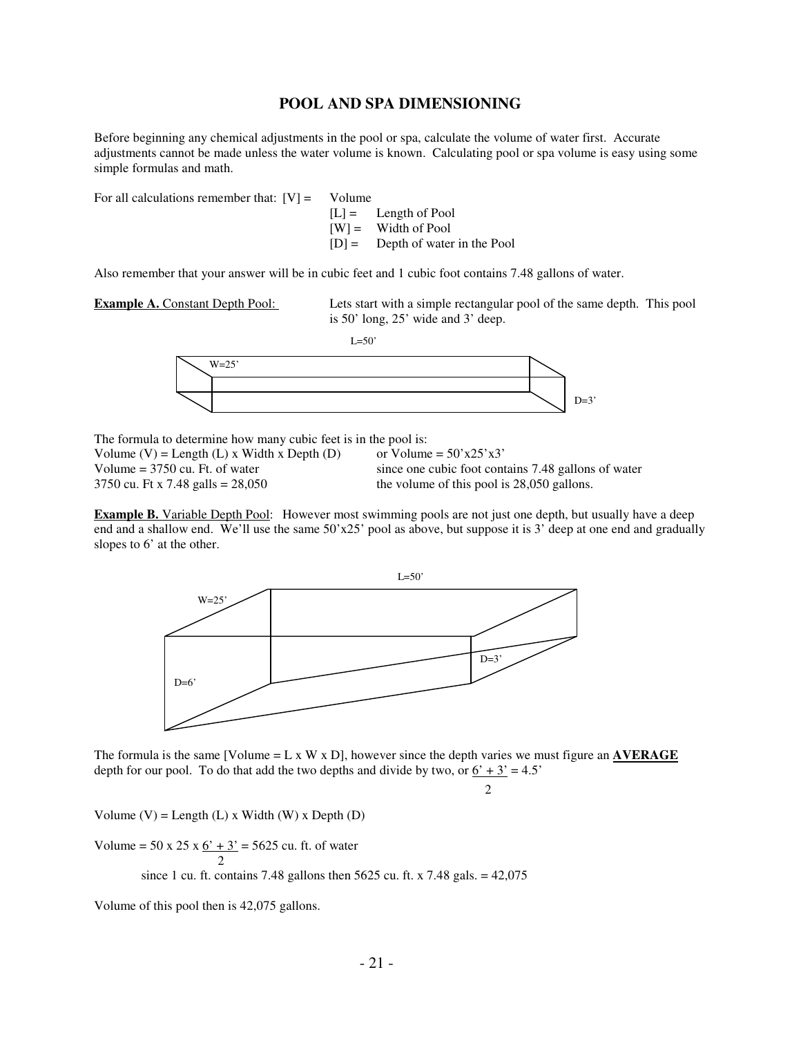## POOL AND SPA DIMENSIONING

Before beginning any chemical adjustments in the pool or spa, calculate the volume of water first. Accurate adjustments cannot be made unless the water volume is known. Calculating pool or spa volume is easy using some simple formulas and math.

For all calculations remember that:
[V] = Volume
[L] = Length of Pool
[W] = Width of Pool
[D] = Depth of water in the Pool

Also remember that your answer will be in cubic feet and 1 cubic foot contains 7.48 gallons of water.

**Example A.** Constant Depth Pool: Lets start with a simple rectangular pool of the same depth. This pool is 50' long, 25' wide and 3' deep.

L=50'
W=25'
D=3'

The formula to determine how many cubic feet is in the pool is:

Volume (V) = Length (L) x Width x Depth (D) or Volume = 50'x25'x3'
Volume = 3750 cu. Ft. of water since one cubic foot contains 7.48 gallons of water
3750 cu. Ft x 7.48 galls = 28,050 the volume of this pool is 28,050 gallons.

**Example B.** Variable Depth Pool: However most swimming pools are not just one depth, but usually have a deep end and a shallow end. We'll use the same 50'x25' pool as above, but suppose it is 3' deep at one end and gradually slopes to 6' at the other.

L=50'
W=25'
D=6'
D=3'

The formula is the same [Volume = L x W x D], however since the depth varies we must figure an **AVERAGE** depth for our pool. To do that add the two depths and divide by two, or $\frac{6' + 3'}{2} = 4.5'$

Volume (V) = Length (L) x Width (W) x Depth (D)

Volume = $50 \times 25 \times \frac{6' + 3'}{2}$ = 5625 cu. ft. of water

since 1 cu. ft. contains 7.48 gallons then 5625 cu. ft. x 7.48 gals. = 42,075

Volume of this pool then is 42,075 gallons.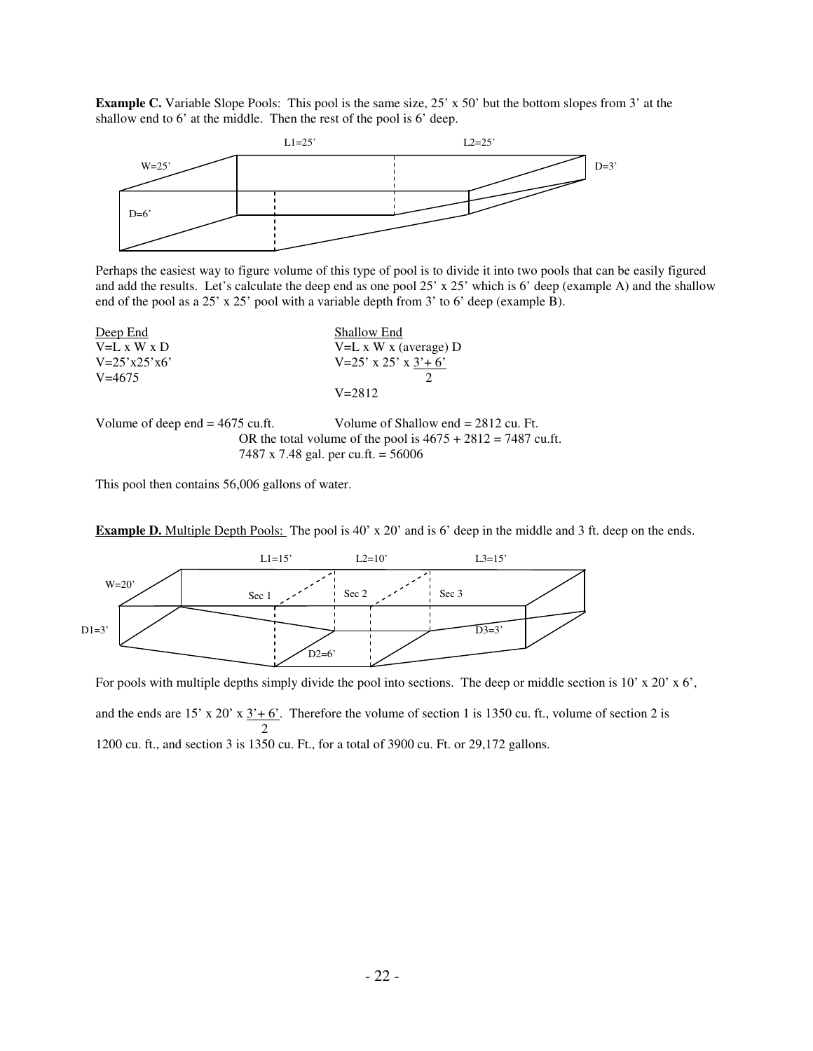**Example C.** Variable Slope Pools: This pool is the same size, 25' x 50' but the bottom slopes from 3' at the shallow end to 6' at the middle. Then the rest of the pool is 6' deep.

L1=25' L2=25'

W=25' D=3'

D=6'

Perhaps the easiest way to figure volume of this type of pool is to divide it into two pools that can be easily figured and add the results. Let's calculate the deep end as one pool 25' x 25' which is 6' deep (example A) and the shallow end of the pool as a 25' x 25' pool with a variable depth from 3' to 6' deep (example B).

| Deep End | Shallow End |
|---|---|
| V=L x W x D | V=L x W x (average) D |
| V=25'x25'x6' | $V = 25' \times 25' \times \frac{3' + 6'}{2}$ |
| V=4675 | |
| | V=2812 |

Volume of deep end = 4675 cu.ft. Volume of Shallow end = 2812 cu. Ft.

OR the total volume of the pool is 4675 + 2812 = 7487 cu.ft.

7487 x 7.48 gal. per cu.ft. = 56006

This pool then contains 56,006 gallons of water.

**Example D.** Multiple Depth Pools: The pool is 40' x 20' and is 6' deep in the middle and 3 ft. deep on the ends.

L1=15' L2=10' L3=15'

W=20' Sec 1 Sec 2 Sec 3

D1=3' D3=3'

D2=6'

For pools with multiple depths simply divide the pool into sections. The deep or middle section is 10' x 20' x 6', and the ends are $15' \times 20' \times \frac{3' + 6'}{2}$. Therefore the volume of section 1 is 1350 cu. ft., volume of section 2 is 1200 cu. ft., and section 3 is 1350 cu. Ft., for a total of 3900 cu. Ft. or 29,172 gallons.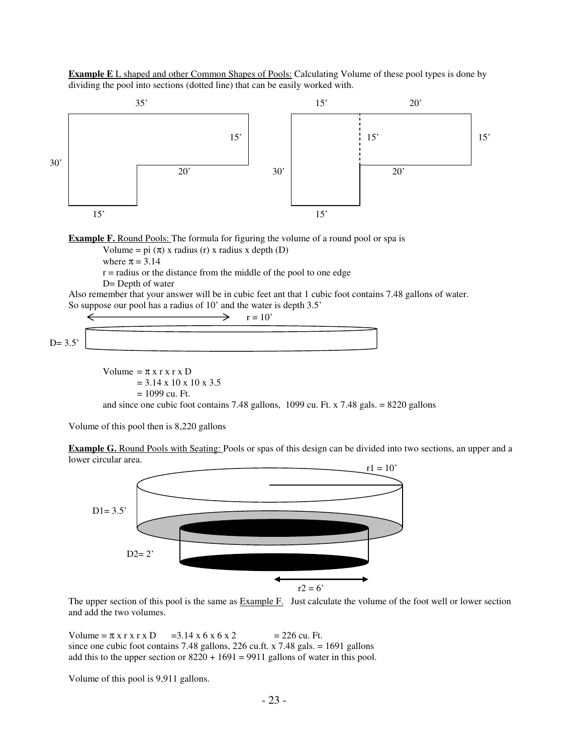**Example E** <u>L shaped and other Common Shapes of Pools:</u> Calculating Volume of these pool types is done by dividing the pool into sections (dotted line) that can be easily worked with.

**Example F.** <u>Round Pools:</u> The formula for figuring the volume of a round pool or spa is

Volume = pi ($\pi$) x radius (r) x radius x depth (D)

where $\pi$ = 3.14

r = radius or the distance from the middle of the pool to one edge

D= Depth of water

Also remember that your answer will be in cubic feet ant that 1 cubic foot contains 7.48 gallons of water.
So suppose our pool has a radius of 10' and the water is depth 3.5'

Volume = $\pi$ x r x r x D

= 3.14 x 10 x 10 x 3.5

= 1099 cu. Ft.

and since one cubic foot contains 7.48 gallons, 1099 cu. Ft. x 7.48 gals. = 8220 gallons

Volume of this pool then is 8,220 gallons

**Example G.** <u>Round Pools with Seating:</u> Pools or spas of this design can be divided into two sections, an upper and a lower circular area.

The upper section of this pool is the same as <u>Example F.</u> Just calculate the volume of the foot well or lower section and add the two volumes.

Volume = $\pi$ x r x r x D =3.14 x 6 x 6 x 2 = 226 cu. Ft.
since one cubic foot contains 7.48 gallons, 226 cu.ft. x 7.48 gals. = 1691 gallons
add this to the upper section or 8220 + 1691 = 9911 gallons of water in this pool.

Volume of this pool is 9,911 gallons.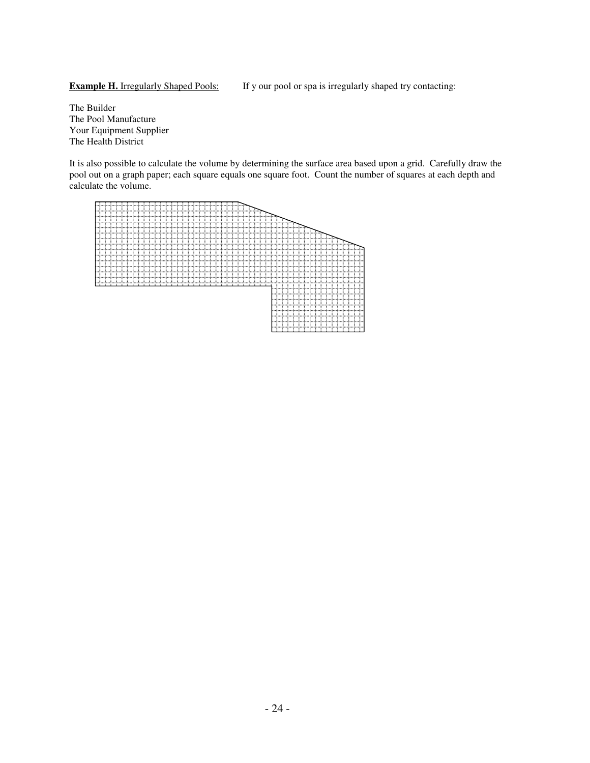**Example H.** Irregularly Shaped Pools: If y our pool or spa is irregularly shaped try contacting:

The Builder
The Pool Manufacture
Your Equipment Supplier
The Health District

It is also possible to calculate the volume by determining the surface area based upon a grid. Carefully draw the pool out on a graph paper; each square equals one square foot. Count the number of squares at each depth and calculate the volume.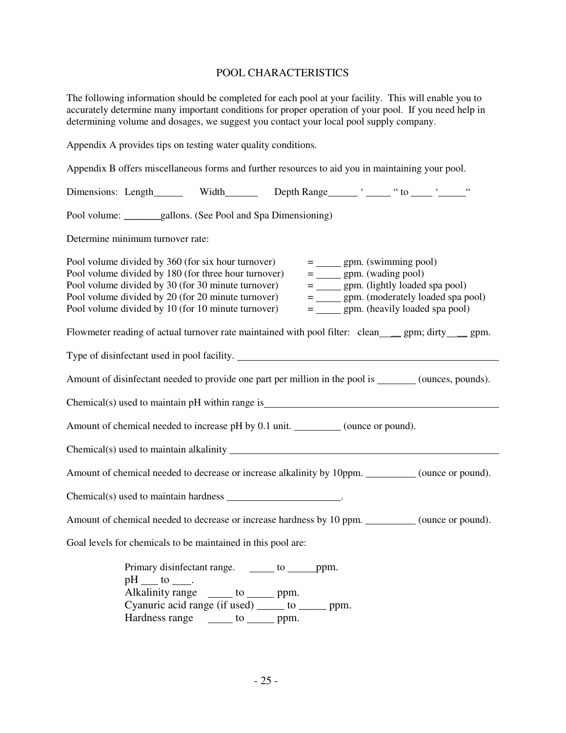## POOL CHARACTERISTICS

The following information should be completed for each pool at your facility. This will enable you to accurately determine many important conditions for proper operation of your pool. If you need help in determining volume and dosages, we suggest you contact your local pool supply company.

Appendix A provides tips on testing water quality conditions.

Appendix B offers miscellaneous forms and further resources to aid you in maintaining your pool.

Dimensions: Length______ Width_______ Depth Range______ ' _____ " to ____ '_____"

Pool volume: _______gallons. (See Pool and Spa Dimensioning)

Determine minimum turnover rate:

Pool volume divided by 360 (for six hour turnover) = _____ gpm. (swimming pool)
Pool volume divided by 180 (for three hour turnover) = _____ gpm. (wading pool)
Pool volume divided by 30 (for 30 minute turnover) = _____ gpm. (lightly loaded spa pool)
Pool volume divided by 20 (for 20 minute turnover) = _____ gpm. (moderately loaded spa pool)
Pool volume divided by 10 (for 10 minute turnover) = _____ gpm. (heavily loaded spa pool)

Flowmeter reading of actual turnover rate maintained with pool filter: clean_____ gpm; dirty_____ gpm.

Type of disinfectant used in pool facility. ____________________________________________

Amount of disinfectant needed to provide one part per million in the pool is _______ (ounces, pounds).

Chemical(s) used to maintain pH within range is_________________________________________

Amount of chemical needed to increase pH by 0.1 unit. _________ (ounce or pound).

Chemical(s) used to maintain alkalinity ____________________________________________

Amount of chemical needed to decrease or increase alkalinity by 10ppm. __________ (ounce or pound).

Chemical(s) used to maintain hardness ______________________.

Amount of chemical needed to decrease or increase hardness by 10 ppm. __________ (ounce or pound).

Goal levels for chemicals to be maintained in this pool are:

Primary disinfectant range. _____ to _____ppm.
pH ___ to ___.
Alkalinity range _____ to _____ ppm.
Cyanuric acid range (if used) _____ to _____ ppm.
Hardness range _____ to _____ ppm.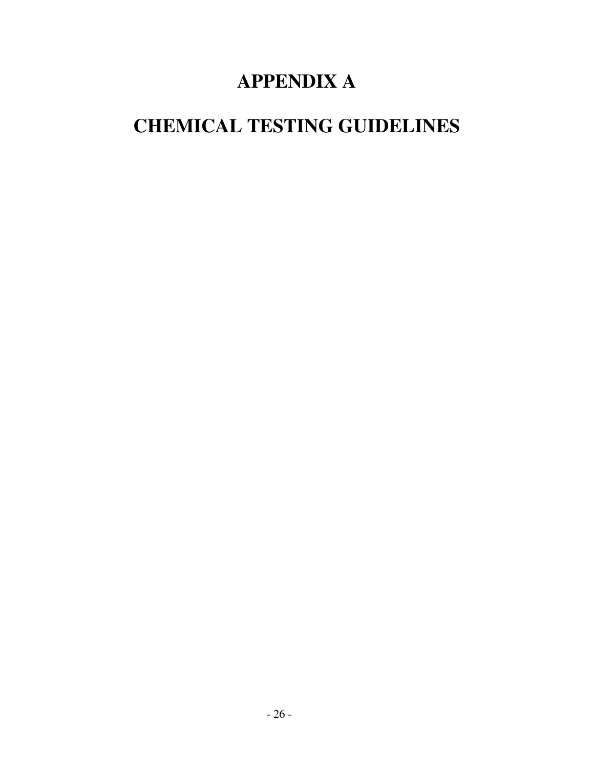# APPENDIX A

# CHEMICAL TESTING GUIDELINES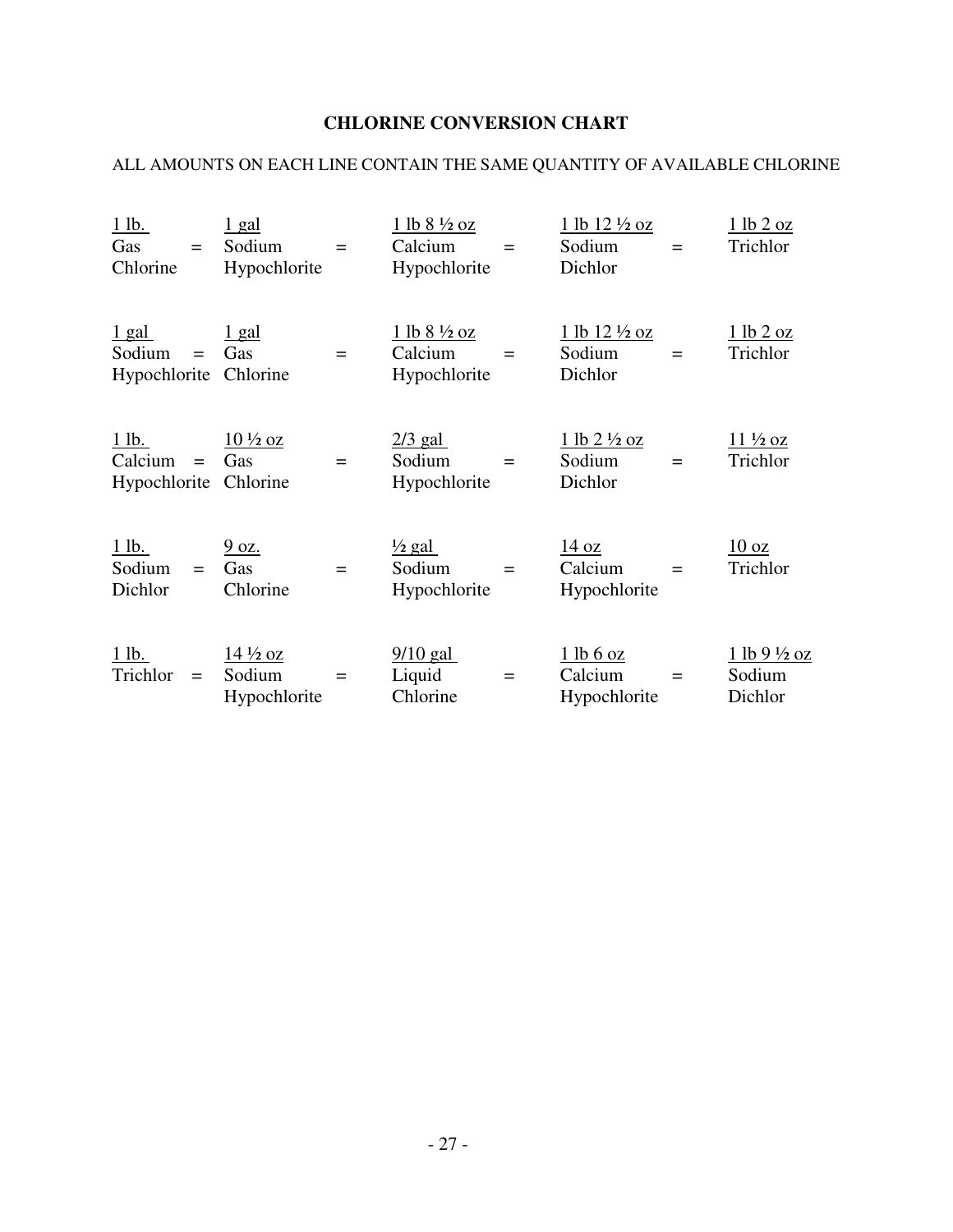# CHLORINE CONVERSION CHART

ALL AMOUNTS ON EACH LINE CONTAIN THE SAME QUANTITY OF AVAILABLE CHLORINE

| | | | | | | | | |
|---|---|---|---|---|---|---|---|---|
| 1 lb. Gas Chlorine | = | 1 gal Sodium Hypochlorite | = | 1 lb 8 ½ oz Calcium Hypochlorite | = | 1 lb 12 ½ oz Sodium Dichlor | = | 1 lb 2 oz Trichlor |
| 1 gal Sodium Hypochlorite | = | 1 gal Gas Chlorine | = | 1 lb 8 ½ oz Calcium Hypochlorite | = | 1 lb 12 ½ oz Sodium Dichlor | = | 1 lb 2 oz Trichlor |
| 1 lb. Calcium Hypochlorite | = | 10 ½ oz Gas Chlorine | = | 2/3 gal Sodium Hypochlorite | = | 1 lb 2 ½ oz Sodium Dichlor | = | 11 ½ oz Trichlor |
| 1 lb. Sodium Dichlor | = | 9 oz. Gas Chlorine | = | ½ gal Sodium Hypochlorite | = | 14 oz Calcium Hypochlorite | = | 10 oz Trichlor |
| 1 lb. Trichlor | = | 14 ½ oz Sodium Hypochlorite | = | 9/10 gal Liquid Chlorine | = | 1 lb 6 oz Calcium Hypochlorite | = | 1 lb 9 ½ oz Sodium Dichlor |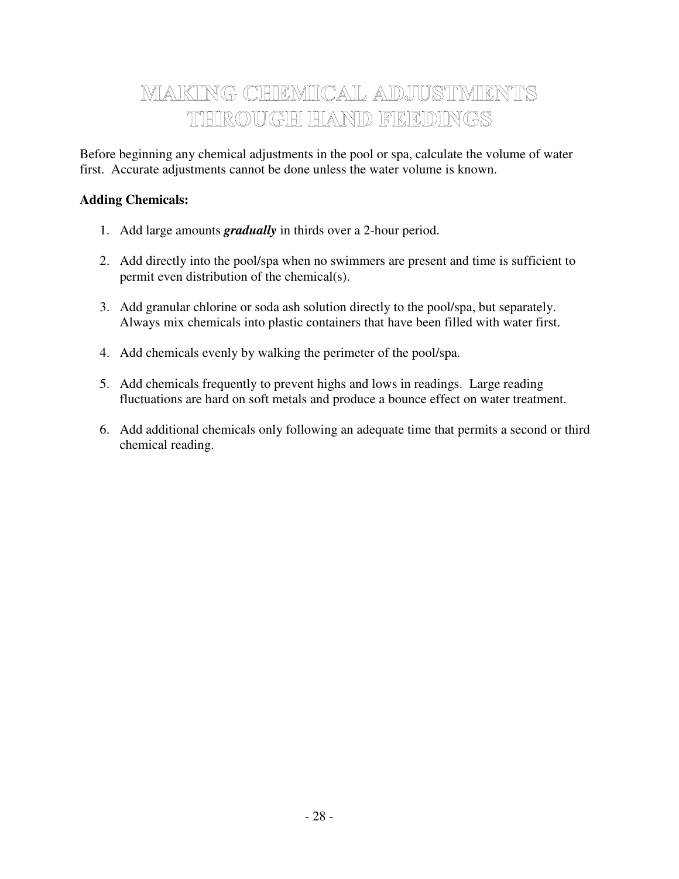# MAKING CHEMICAL ADJUSTMENTS THROUGH HAND FEEDINGS

Before beginning any chemical adjustments in the pool or spa, calculate the volume of water first. Accurate adjustments cannot be done unless the water volume is known.

**Adding Chemicals:**

1. Add large amounts ***gradually*** in thirds over a 2-hour period.

2. Add directly into the pool/spa when no swimmers are present and time is sufficient to permit even distribution of the chemical(s).

3. Add granular chlorine or soda ash solution directly to the pool/spa, but separately. Always mix chemicals into plastic containers that have been filled with water first.

4. Add chemicals evenly by walking the perimeter of the pool/spa.

5. Add chemicals frequently to prevent highs and lows in readings. Large reading fluctuations are hard on soft metals and produce a bounce effect on water treatment.

6. Add additional chemicals only following an adequate time that permits a second or third chemical reading.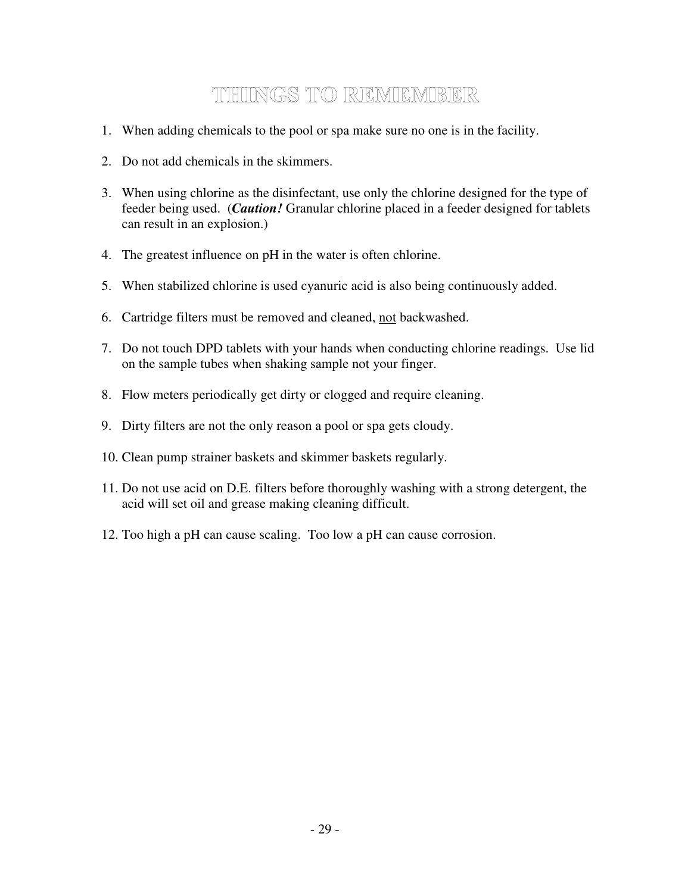# THINGS TO REMEMBER

1. When adding chemicals to the pool or spa make sure no one is in the facility.
2. Do not add chemicals in the skimmers.
3. When using chlorine as the disinfectant, use only the chlorine designed for the type of feeder being used. (***Caution!*** Granular chlorine placed in a feeder designed for tablets can result in an explosion.)
4. The greatest influence on pH in the water is often chlorine.
5. When stabilized chlorine is used cyanuric acid is also being continuously added.
6. Cartridge filters must be removed and cleaned, <u>not</u> backwashed.
7. Do not touch DPD tablets with your hands when conducting chlorine readings. Use lid on the sample tubes when shaking sample not your finger.
8. Flow meters periodically get dirty or clogged and require cleaning.
9. Dirty filters are not the only reason a pool or spa gets cloudy.
10. Clean pump strainer baskets and skimmer baskets regularly.
11. Do not use acid on D.E. filters before thoroughly washing with a strong detergent, the acid will set oil and grease making cleaning difficult.
12. Too high a pH can cause scaling. Too low a pH can cause corrosion.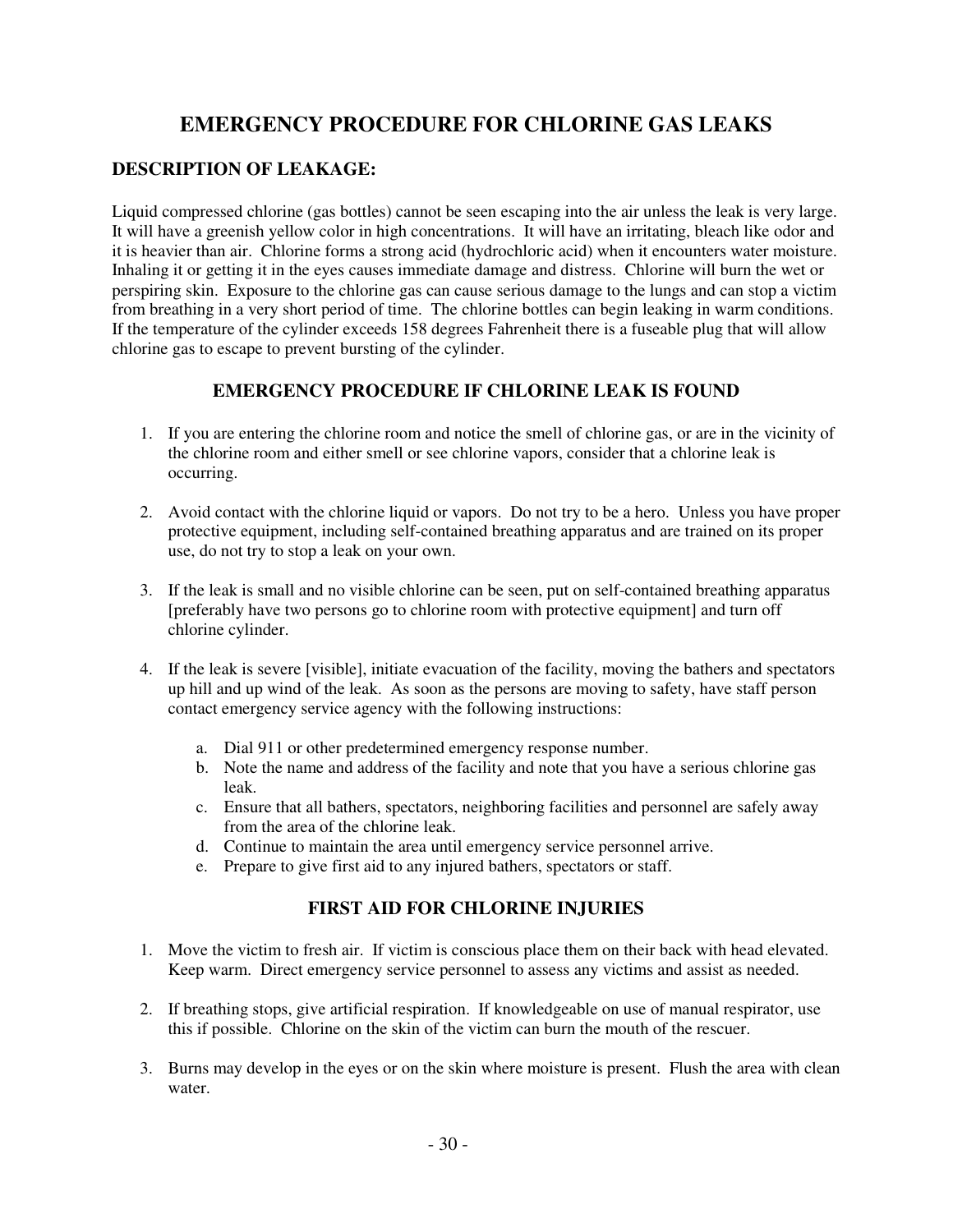# EMERGENCY PROCEDURE FOR CHLORINE GAS LEAKS

## DESCRIPTION OF LEAKAGE:

Liquid compressed chlorine (gas bottles) cannot be seen escaping into the air unless the leak is very large. It will have a greenish yellow color in high concentrations. It will have an irritating, bleach like odor and it is heavier than air. Chlorine forms a strong acid (hydrochloric acid) when it encounters water moisture. Inhaling it or getting it in the eyes causes immediate damage and distress. Chlorine will burn the wet or perspiring skin. Exposure to the chlorine gas can cause serious damage to the lungs and can stop a victim from breathing in a very short period of time. The chlorine bottles can begin leaking in warm conditions. If the temperature of the cylinder exceeds 158 degrees Fahrenheit there is a fuseable plug that will allow chlorine gas to escape to prevent bursting of the cylinder.

## EMERGENCY PROCEDURE IF CHLORINE LEAK IS FOUND

1. If you are entering the chlorine room and notice the smell of chlorine gas, or are in the vicinity of the chlorine room and either smell or see chlorine vapors, consider that a chlorine leak is occurring.

2. Avoid contact with the chlorine liquid or vapors. Do not try to be a hero. Unless you have proper protective equipment, including self-contained breathing apparatus and are trained on its proper use, do not try to stop a leak on your own.

3. If the leak is small and no visible chlorine can be seen, put on self-contained breathing apparatus [preferably have two persons go to chlorine room with protective equipment] and turn off chlorine cylinder.

4. If the leak is severe [visible], initiate evacuation of the facility, moving the bathers and spectators up hill and up wind of the leak. As soon as the persons are moving to safety, have staff person contact emergency service agency with the following instructions:

   a. Dial 911 or other predetermined emergency response number.
   b. Note the name and address of the facility and note that you have a serious chlorine gas leak.
   c. Ensure that all bathers, spectators, neighboring facilities and personnel are safely away from the area of the chlorine leak.
   d. Continue to maintain the area until emergency service personnel arrive.
   e. Prepare to give first aid to any injured bathers, spectators or staff.

## FIRST AID FOR CHLORINE INJURIES

1. Move the victim to fresh air. If victim is conscious place them on their back with head elevated. Keep warm. Direct emergency service personnel to assess any victims and assist as needed.

2. If breathing stops, give artificial respiration. If knowledgeable on use of manual respirator, use this if possible. Chlorine on the skin of the victim can burn the mouth of the rescuer.

3. Burns may develop in the eyes or on the skin where moisture is present. Flush the area with clean water.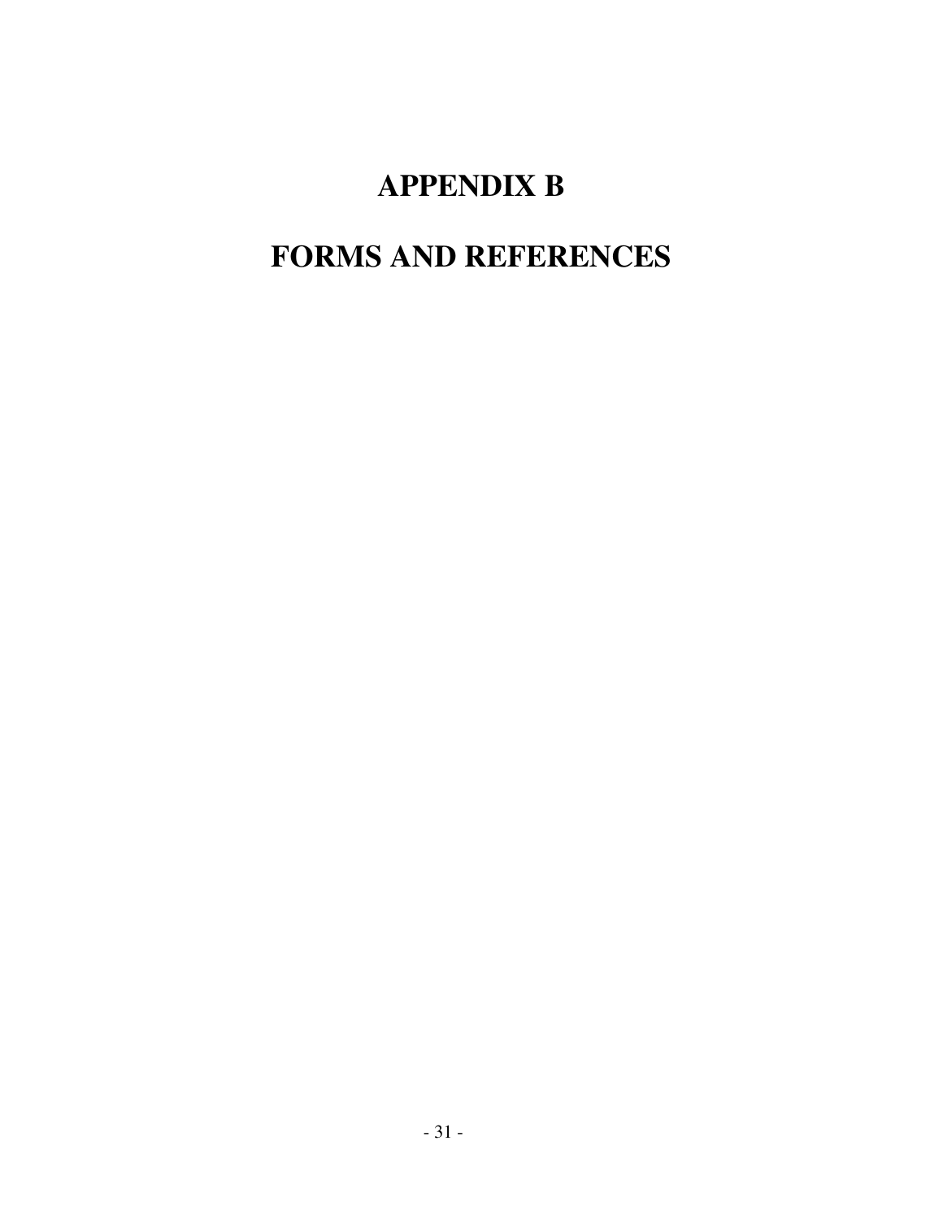# APPENDIX B

# FORMS AND REFERENCES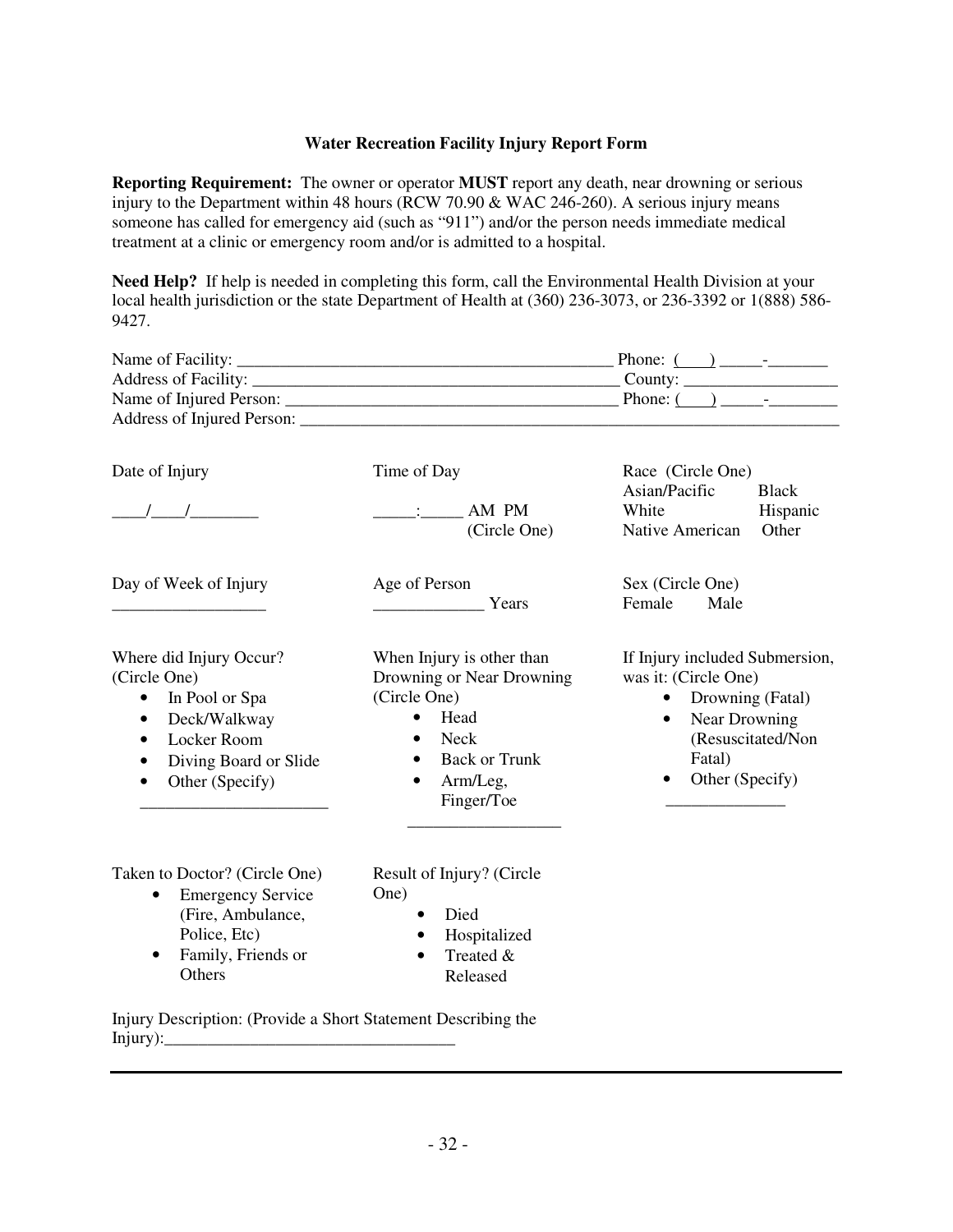### Water Recreation Facility Injury Report Form

**Reporting Requirement:** The owner or operator **MUST** report any death, near drowning or serious injury to the Department within 48 hours (RCW 70.90 & WAC 246-260). A serious injury means someone has called for emergency aid (such as "911") and/or the person needs immediate medical treatment at a clinic or emergency room and/or is admitted to a hospital.

**Need Help?** If help is needed in completing this form, call the Environmental Health Division at your local health jurisdiction or the state Department of Health at (360) 236-3073, or 236-3392 or 1(888) 586-9427.

Name of Facility: _____________________________________________ Phone: (___) _____-_______
Address of Facility: ____________________________________________ County: __________________
Name of Injured Person: _________________________________________ Phone: (___) _____-________
Address of Injured Person: ___________________________________________________________________

Date of Injury

____/____/________

Time of Day

_____:_____ AM PM
(Circle One)

Race (Circle One)
Asian/Pacific Black
White Hispanic
Native American Other

Day of Week of Injury
__________________

Age of Person
_____________ Years

Sex (Circle One)
Female Male

Where did Injury Occur? (Circle One)

- In Pool or Spa
- Deck/Walkway
- Locker Room
- Diving Board or Slide
- Other (Specify)

______________________

When Injury is other than Drowning or Near Drowning (Circle One)

- Head
- Neck
- Back or Trunk
- Arm/Leg, Finger/Toe

__________________

If Injury included Submersion, was it: (Circle One)

- Drowning (Fatal)
- Near Drowning (Resuscitated/Non Fatal)
- Other (Specify)

______________

Taken to Doctor? (Circle One)

- Emergency Service (Fire, Ambulance, Police, Etc)
- Family, Friends or Others

Result of Injury? (Circle One)

- Died
- Hospitalized
- Treated & Released

Injury Description: (Provide a Short Statement Describing the Injury):__________________________________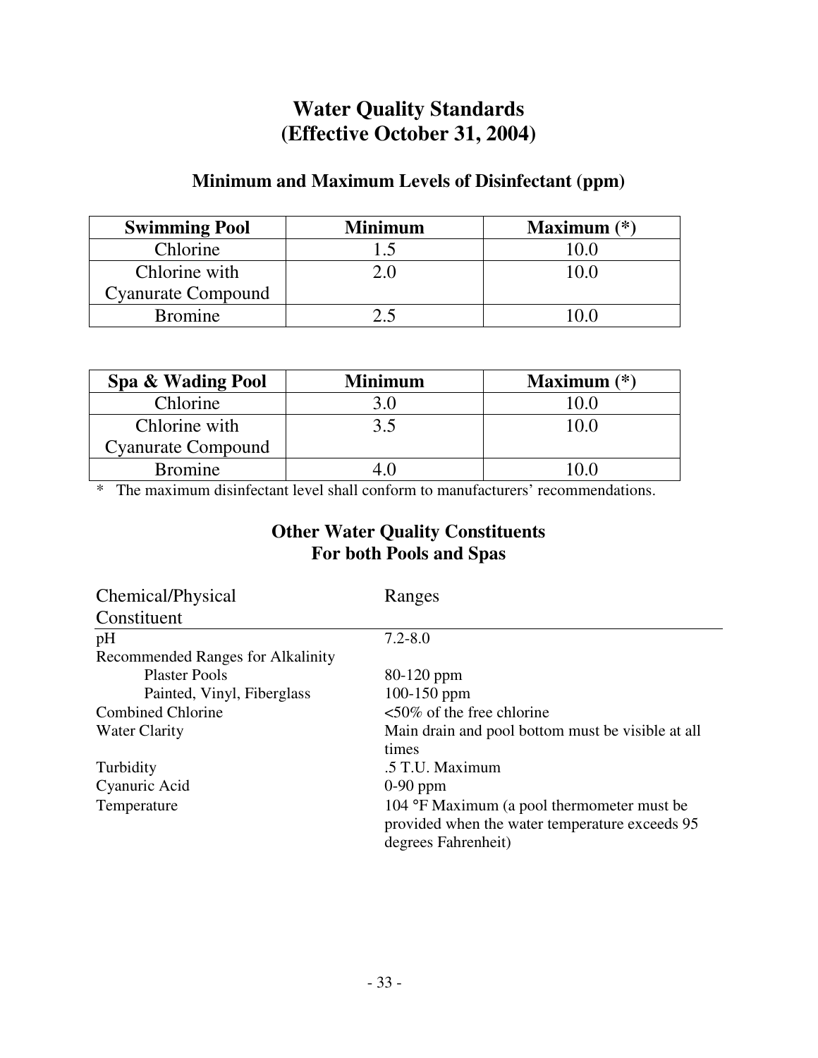# Water Quality Standards
# (Effective October 31, 2004)

## Minimum and Maximum Levels of Disinfectant (ppm)

| Swimming Pool | Minimum | Maximum (*) |
|---|---|---|
| Chlorine | 1.5 | 10.0 |
| Chlorine with Cyanurate Compound | 2.0 | 10.0 |
| Bromine | 2.5 | 10.0 |

| Spa & Wading Pool | Minimum | Maximum (*) |
|---|---|---|
| Chlorine | 3.0 | 10.0 |
| Chlorine with Cyanurate Compound | 3.5 | 10.0 |
| Bromine | 4.0 | 10.0 |

* The maximum disinfectant level shall conform to manufacturers' recommendations.

## Other Water Quality Constituents For both Pools and Spas

| Chemical/Physical Constituent | Ranges |
|---|---|
| pH | 7.2-8.0 |
| Recommended Ranges for Alkalinity | |
| Plaster Pools | 80-120 ppm |
| Painted, Vinyl, Fiberglass | 100-150 ppm |
| Combined Chlorine | <50% of the free chlorine |
| Water Clarity | Main drain and pool bottom must be visible at all times |
| Turbidity | .5 T.U. Maximum |
| Cyanuric Acid | 0-90 ppm |
| Temperature | 104 °F Maximum (a pool thermometer must be provided when the water temperature exceeds 95 degrees Fahrenheit) |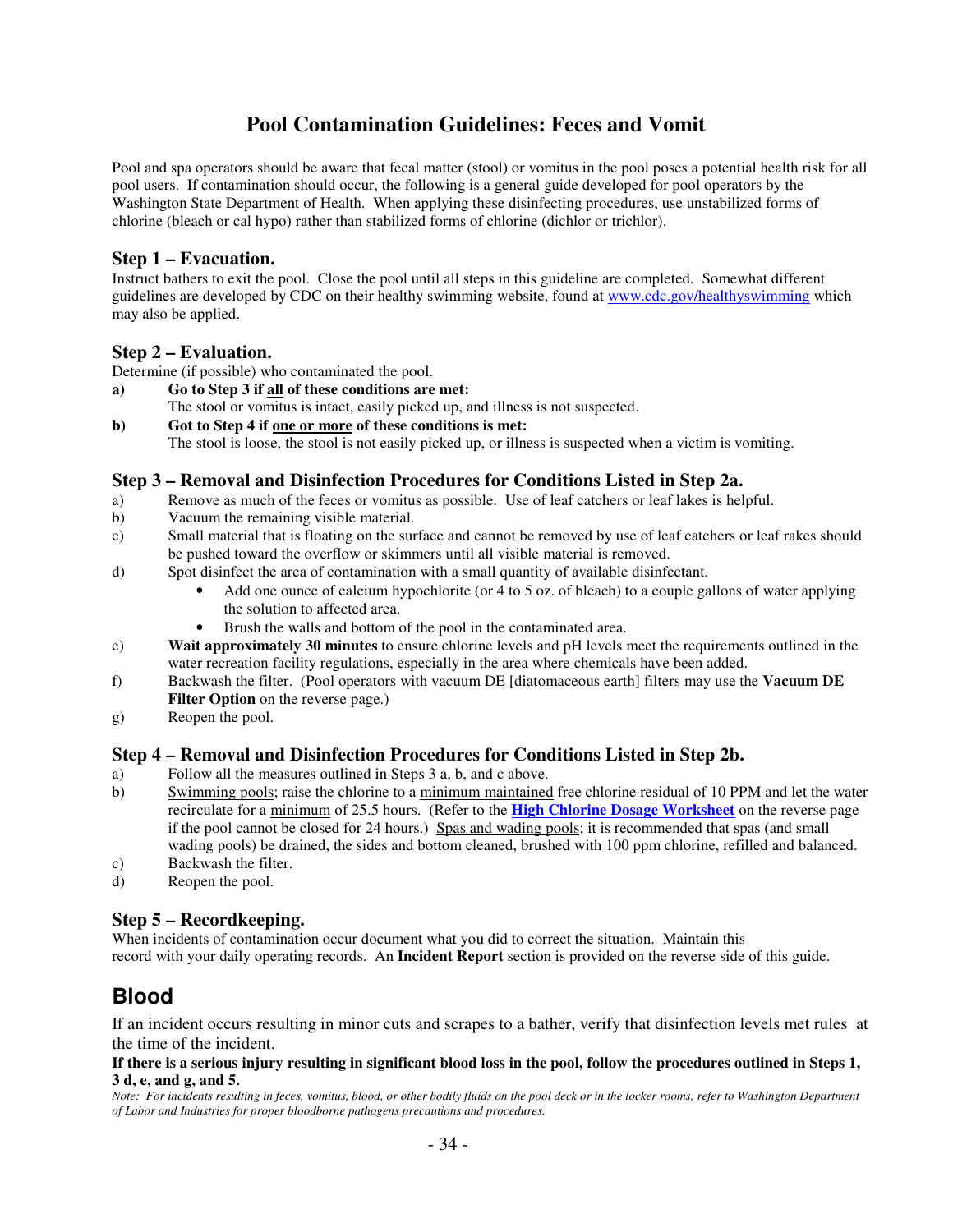# Pool Contamination Guidelines: Feces and Vomit

Pool and spa operators should be aware that fecal matter (stool) or vomitus in the pool poses a potential health risk for all pool users. If contamination should occur, the following is a general guide developed for pool operators by the Washington State Department of Health. When applying these disinfecting procedures, use unstabilized forms of chlorine (bleach or cal hypo) rather than stabilized forms of chlorine (dichlor or trichlor).

### Step 1 – Evacuation.

Instruct bathers to exit the pool. Close the pool until all steps in this guideline are completed. Somewhat different guidelines are developed by CDC on their healthy swimming website, found at [www.cdc.gov/healthyswimming](www.cdc.gov/healthyswimming) which may also be applied.

### Step 2 – Evaluation.

Determine (if possible) who contaminated the pool.

**a)** **Go to Step 3 if <u>all</u> of these conditions are met:**
The stool or vomitus is intact, easily picked up, and illness is not suspected.

**b)** **Got to Step 4 if <u>one or more</u> of these conditions is met:**
The stool is loose, the stool is not easily picked up, or illness is suspected when a victim is vomiting.

### Step 3 – Removal and Disinfection Procedures for Conditions Listed in Step 2a.

a) Remove as much of the feces or vomitus as possible. Use of leaf catchers or leaf lakes is helpful.

b) Vacuum the remaining visible material.

c) Small material that is floating on the surface and cannot be removed by use of leaf catchers or leaf rakes should be pushed toward the overflow or skimmers until all visible material is removed.

d) Spot disinfect the area of contamination with a small quantity of available disinfectant.
   - Add one ounce of calcium hypochlorite (or 4 to 5 oz. of bleach) to a couple gallons of water applying the solution to affected area.
   - Brush the walls and bottom of the pool in the contaminated area.

e) **Wait approximately 30 minutes** to ensure chlorine levels and pH levels meet the requirements outlined in the water recreation facility regulations, especially in the area where chemicals have been added.

f) Backwash the filter. (Pool operators with vacuum DE [diatomaceous earth] filters may use the **Vacuum DE Filter Option** on the reverse page.)

g) Reopen the pool.

### Step 4 – Removal and Disinfection Procedures for Conditions Listed in Step 2b.

a) Follow all the measures outlined in Steps 3 a, b, and c above.

b) <u>Swimming pools</u>; raise the chlorine to a <u>minimum maintained</u> free chlorine residual of 10 PPM and let the water recirculate for a <u>minimum</u> of 25.5 hours. (Refer to the **<u>High Chlorine Dosage Worksheet</u>** on the reverse page if the pool cannot be closed for 24 hours.) <u>Spas and wading pools</u>; it is recommended that spas (and small wading pools) be drained, the sides and bottom cleaned, brushed with 100 ppm chlorine, refilled and balanced.

c) Backwash the filter.

d) Reopen the pool.

### Step 5 – Recordkeeping.

When incidents of contamination occur document what you did to correct the situation. Maintain this record with your daily operating records. An **Incident Report** section is provided on the reverse side of this guide.

## Blood

If an incident occurs resulting in minor cuts and scrapes to a bather, verify that disinfection levels met rules at the time of the incident.

**If there is a serious injury resulting in significant blood loss in the pool, follow the procedures outlined in Steps 1, 3 d, e, and g, and 5.**

*Note: For incidents resulting in feces, vomitus, blood, or other bodily fluids on the pool deck or in the locker rooms, refer to Washington Department of Labor and Industries for proper bloodborne pathogens precautions and procedures.*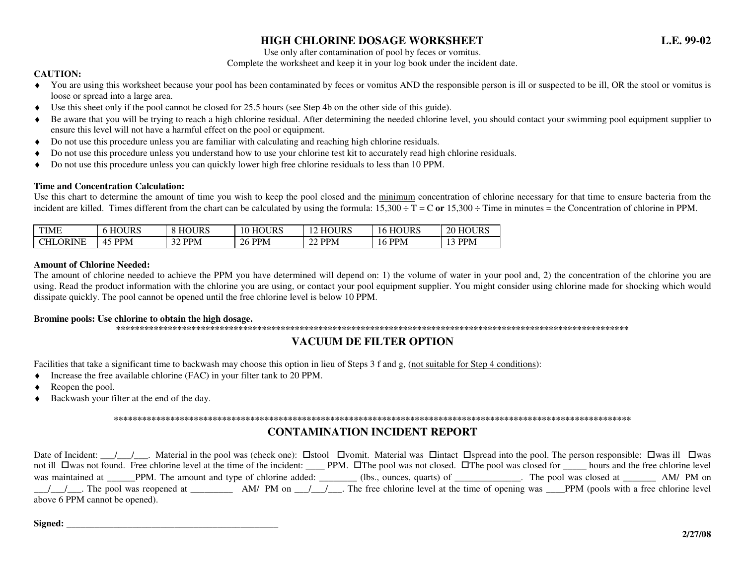# HIGH CHLORINE DOSAGE WORKSHEET

**L.E. 99-02**

Use only after contamination of pool by feces or vomitus.
Complete the worksheet and keep it in your log book under the incident date.

**CAUTION:**

- You are using this worksheet because your pool has been contaminated by feces or vomitus AND the responsible person is ill or suspected to be ill, OR the stool or vomitus is loose or spread into a large area.
- Use this sheet only if the pool cannot be closed for 25.5 hours (see Step 4b on the other side of this guide).
- Be aware that you will be trying to reach a high chlorine residual. After determining the needed chlorine level, you should contact your swimming pool equipment supplier to ensure this level will not have a harmful effect on the pool or equipment.
- Do not use this procedure unless you are familiar with calculating and reaching high chlorine residuals.
- Do not use this procedure unless you understand how to use your chlorine test kit to accurately read high chlorine residuals.
- Do not use this procedure unless you can quickly lower high free chlorine residuals to less than 10 PPM.

**Time and Concentration Calculation:**
Use this chart to determine the amount of time you wish to keep the pool closed and the minimum concentration of chlorine necessary for that time to ensure bacteria from the incident are killed. Times different from the chart can be calculated by using the formula: $15{,}300 \div T = C$ **or** $15{,}300 \div$ Time in minutes = the Concentration of chlorine in PPM.

| TIME | 6 HOURS | 8 HOURS | 10 HOURS | 12 HOURS | 16 HOURS | 20 HOURS |
|---|---|---|---|---|---|---|
| CHLORINE | 45 PPM | 32 PPM | 26 PPM | 22 PPM | 16 PPM | 13 PPM |

**Amount of Chlorine Needed:**
The amount of chlorine needed to achieve the PPM you have determined will depend on: 1) the volume of water in your pool and, 2) the concentration of the chlorine you are using. Read the product information with the chlorine you are using, or contact your pool equipment supplier. You might consider using chlorine made for shocking which would dissipate quickly. The pool cannot be opened until the free chlorine level is below 10 PPM.

**Bromine pools: Use chlorine to obtain the high dosage.**

*******************************************************************************************************************

## VACUUM DE FILTER OPTION

Facilities that take a significant time to backwash may choose this option in lieu of Steps 3 f and g, (not suitable for Step 4 conditions):

- Increase the free available chlorine (FAC) in your filter tank to 20 PPM.
- Reopen the pool.
- Backwash your filter at the end of the day.

*******************************************************************************************************************

## CONTAMINATION INCIDENT REPORT

Date of Incident: ___/___/___. Material in the pool was (check one): ☐stool ☐vomit. Material was ☐intact ☐spread into the pool. The person responsible: ☐was ill ☐was not ill ☐was not found. Free chlorine level at the time of the incident: ____ PPM. ☐The pool was not closed. ☐The pool was closed for _____ hours and the free chlorine level was maintained at ______PPM. The amount and type of chlorine added: ________ (lbs., ounces, quarts) of ______________. The pool was closed at _______ AM/ PM on ___/___/___. The pool was reopened at _________ AM/ PM on ___/___/___. The free chlorine level at the time of opening was ____PPM (pools with a free chlorine level above 6 PPM cannot be opened).

**Signed:** _______________________________________________

2/27/08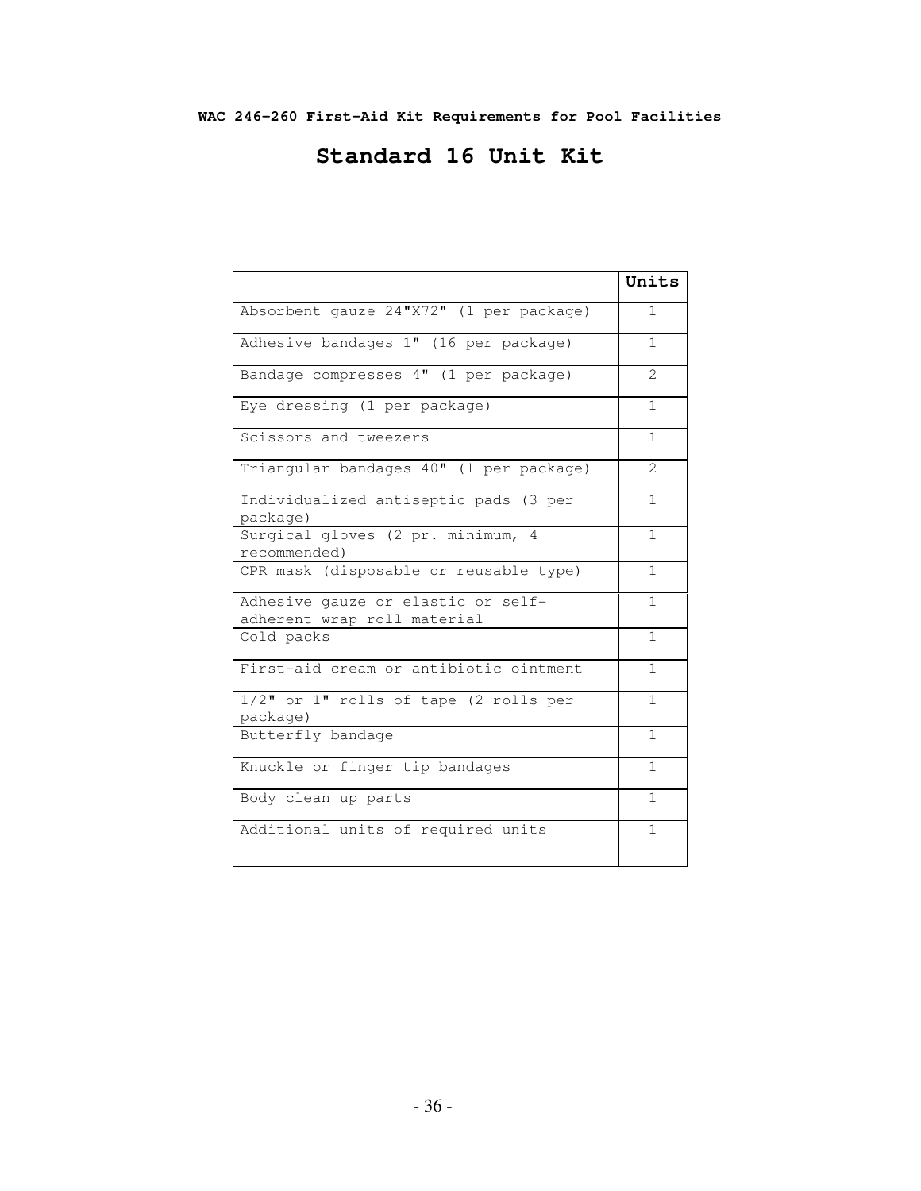**WAC 246-260 First-Aid Kit Requirements for Pool Facilities**

# Standard 16 Unit Kit

| | Units |
|---|---|
| Absorbent gauze 24"X72" (1 per package) | 1 |
| Adhesive bandages 1" (16 per package) | 1 |
| Bandage compresses 4" (1 per package) | 2 |
| Eye dressing (1 per package) | 1 |
| Scissors and tweezers | 1 |
| Triangular bandages 40" (1 per package) | 2 |
| Individualized antiseptic pads (3 per package) | 1 |
| Surgical gloves (2 pr. minimum, 4 recommended) | 1 |
| CPR mask (disposable or reusable type) | 1 |
| Adhesive gauze or elastic or self-adherent wrap roll material | 1 |
| Cold packs | 1 |
| First-aid cream or antibiotic ointment | 1 |
| 1/2" or 1" rolls of tape (2 rolls per package) | 1 |
| Butterfly bandage | 1 |
| Knuckle or finger tip bandages | 1 |
| Body clean up parts | 1 |
| Additional units of required units | 1 |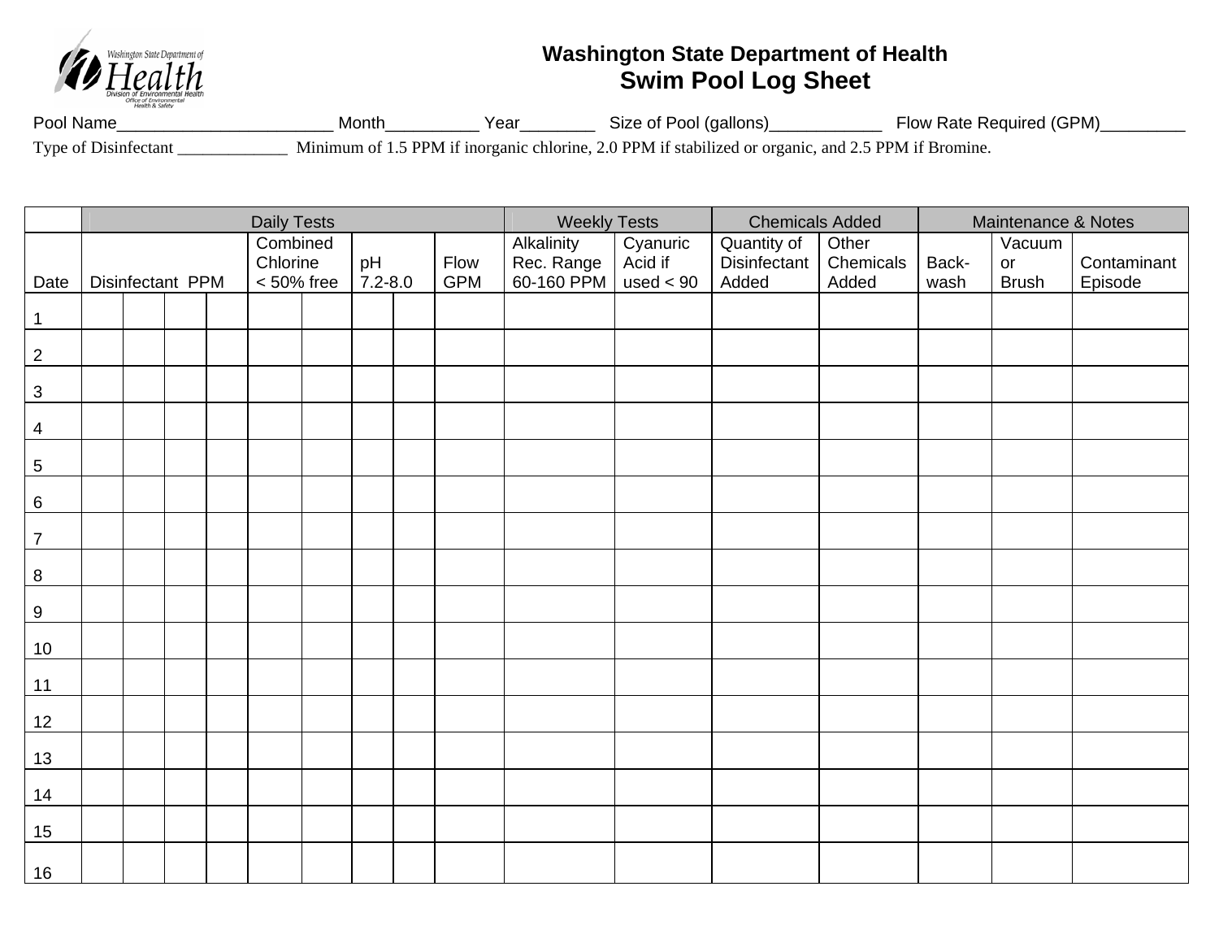# Washington State Department of Health

## Swim Pool Log Sheet

Pool Name________________________ Month__________ Year________ Size of Pool (gallons)____________ Flow Rate Required (GPM)_________

Type of Disinfectant _____________ Minimum of 1.5 PPM if inorganic chlorine, 2.0 PPM if stabilized or organic, and 2.5 PPM if Bromine.

| | Daily Tests | | | | | | | | | Weekly Tests | | Chemicals Added | | Maintenance & Notes | | |
|---|---|---|---|---|---|---|---|---|---|---|---|---|---|---|---|---|
| Date | Disinfectant PPM | | | | Combined Chlorine < 50% free | | pH 7.2-8.0 | | Flow GPM | Alkalinity Rec. Range 60-160 PPM | Cyanuric Acid if used < 90 | Quantity of Disinfectant Added | Other Chemicals Added | Back-wash | Vacuum or Brush | Contaminant Episode |
| 1 | | | | | | | | | | | | | | | | |
| 2 | | | | | | | | | | | | | | | | |
| 3 | | | | | | | | | | | | | | | | |
| 4 | | | | | | | | | | | | | | | | |
| 5 | | | | | | | | | | | | | | | | |
| 6 | | | | | | | | | | | | | | | | |
| 7 | | | | | | | | | | | | | | | | |
| 8 | | | | | | | | | | | | | | | | |
| 9 | | | | | | | | | | | | | | | | |
| 10 | | | | | | | | | | | | | | | | |
| 11 | | | | | | | | | | | | | | | | |
| 12 | | | | | | | | | | | | | | | | |
| 13 | | | | | | | | | | | | | | | | |
| 14 | | | | | | | | | | | | | | | | |
| 15 | | | | | | | | | | | | | | | | |
| 16 | | | | | | | | | | | | | | | | |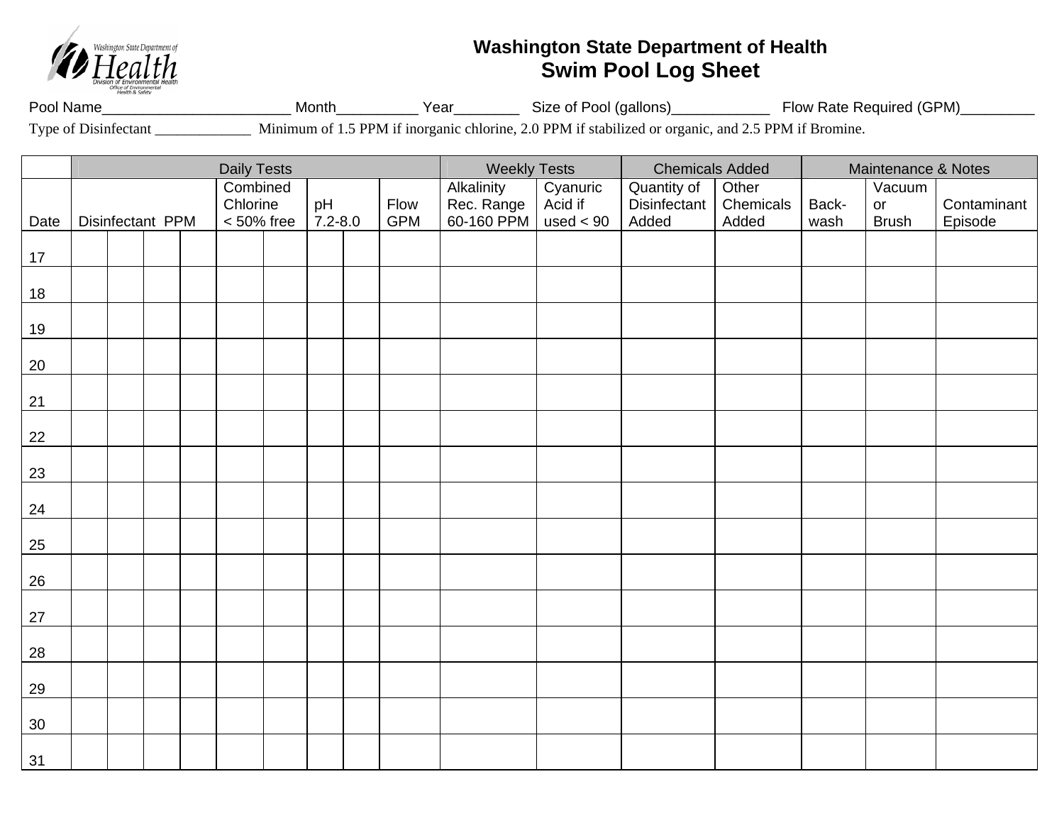Washington State Department of Health
Division of Environmental Health
Office of Environmental Health & Safety

# Washington State Department of Health
## Swim Pool Log Sheet

Pool Name_______________________ Month__________ Year________ Size of Pool (gallons)____________ Flow Rate Required (GPM)_________

Type of Disinfectant _____________ Minimum of 1.5 PPM if inorganic chlorine, 2.0 PPM if stabilized or organic, and 2.5 PPM if Bromine.

| | Daily Tests | | | | | | | | | Weekly Tests | | Chemicals Added | | Maintenance & Notes | | |
|---|---|---|---|---|---|---|---|---|---|---|---|---|---|---|---|---|
| Date | Disinfectant PPM | | | | Combined Chlorine < 50% free | | pH 7.2-8.0 | | Flow GPM | Alkalinity Rec. Range 60-160 PPM | Cyanuric Acid if used < 90 | Quantity of Disinfectant Added | Other Chemicals Added | Back-wash | Vacuum or Brush | Contaminant Episode |
| 17 | | | | | | | | | | | | | | | | |
| 18 | | | | | | | | | | | | | | | | |
| 19 | | | | | | | | | | | | | | | | |
| 20 | | | | | | | | | | | | | | | | |
| 21 | | | | | | | | | | | | | | | | |
| 22 | | | | | | | | | | | | | | | | |
| 23 | | | | | | | | | | | | | | | | |
| 24 | | | | | | | | | | | | | | | | |
| 25 | | | | | | | | | | | | | | | | |
| 26 | | | | | | | | | | | | | | | | |
| 27 | | | | | | | | | | | | | | | | |
| 28 | | | | | | | | | | | | | | | | |
| 29 | | | | | | | | | | | | | | | | |
| 30 | | | | | | | | | | | | | | | | |
| 31 | | | | | | | | | | | | | | | | |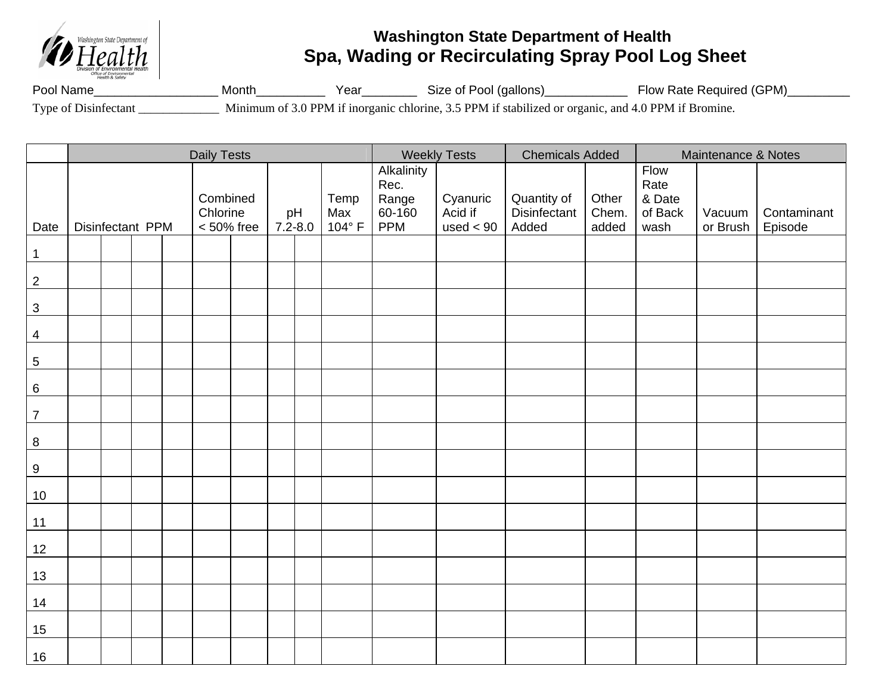## Washington State Department of Health
# Spa, Wading or Recirculating Spray Pool Log Sheet

Pool Name__________________ Month__________ Year________ Size of Pool (gallons)____________ Flow Rate Required (GPM)_________

Type of Disinfectant _____________ Minimum of 3.0 PPM if inorganic chlorine, 3.5 PPM if stabilized or organic, and 4.0 PPM if Bromine.

| | Daily Tests | | | | | | | | | Weekly Tests | | Chemicals Added | | Maintenance & Notes | | |
|---|---|---|---|---|---|---|---|---|---|---|---|---|---|---|---|---|
| Date | Disinfectant PPM | | | | Combined Chlorine < 50% free | | pH 7.2-8.0 | | Temp Max 104° F | Alkalinity Rec. Range 60-160 PPM | Cyanuric Acid if used < 90 | Quantity of Disinfectant Added | Other Chem. added | Flow Rate & Date of Back wash | Vacuum or Brush | Contaminant Episode |
| 1 | | | | | | | | | | | | | | | | |
| 2 | | | | | | | | | | | | | | | | |
| 3 | | | | | | | | | | | | | | | | |
| 4 | | | | | | | | | | | | | | | | |
| 5 | | | | | | | | | | | | | | | | |
| 6 | | | | | | | | | | | | | | | | |
| 7 | | | | | | | | | | | | | | | | |
| 8 | | | | | | | | | | | | | | | | |
| 9 | | | | | | | | | | | | | | | | |
| 10 | | | | | | | | | | | | | | | | |
| 11 | | | | | | | | | | | | | | | | |
| 12 | | | | | | | | | | | | | | | | |
| 13 | | | | | | | | | | | | | | | | |
| 14 | | | | | | | | | | | | | | | | |
| 15 | | | | | | | | | | | | | | | | |
| 16 | | | | | | | | | | | | | | | | |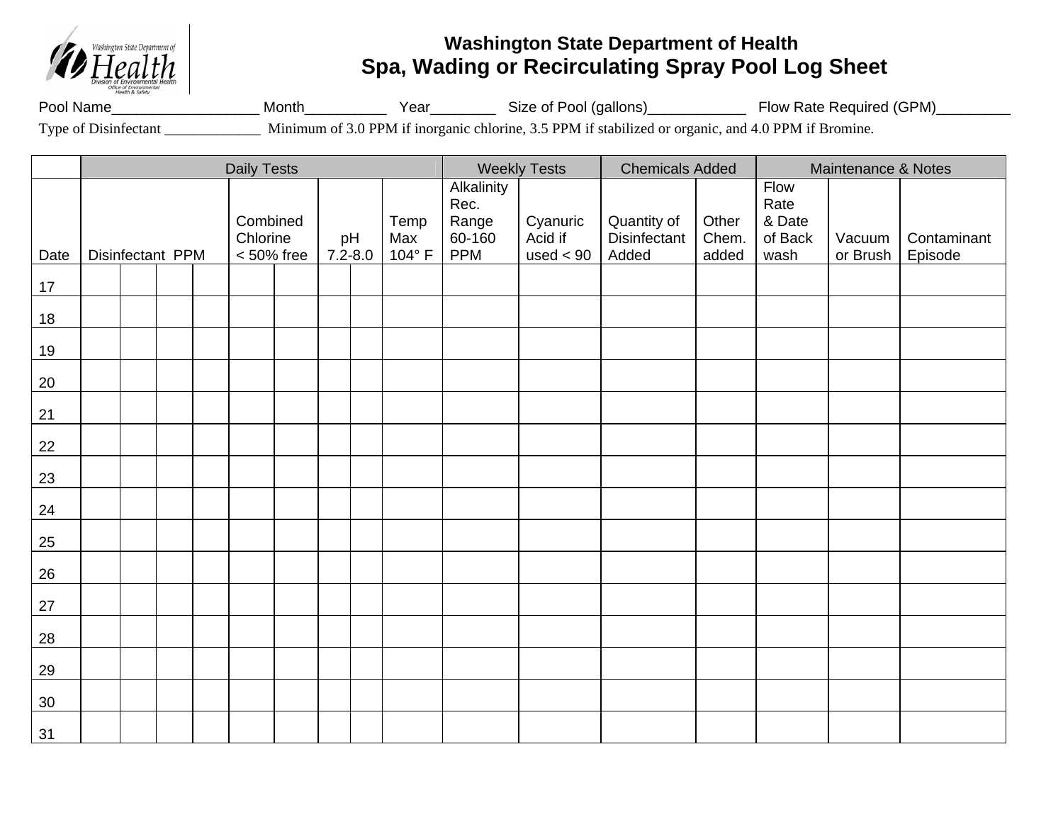Washington State Department of Health
Division of Environmental Health
Office of Environmental Health & Safety

# Washington State Department of Health
## Spa, Wading or Recirculating Spray Pool Log Sheet

Pool Name__________________ Month__________ Year________ Size of Pool (gallons)____________ Flow Rate Required (GPM)_________

Type of Disinfectant _____________ Minimum of 3.0 PPM if inorganic chlorine, 3.5 PPM if stabilized or organic, and 4.0 PPM if Bromine.

| | Daily Tests | | | | | | | | | Weekly Tests | | Chemicals Added | | Maintenance & Notes | | |
|---|---|---|---|---|---|---|---|---|---|---|---|---|---|---|---|---|
| Date | Disinfectant PPM | | | | Combined Chlorine < 50% free | | pH 7.2-8.0 | | Temp Max 104° F | Alkalinity Rec. Range 60-160 PPM | Cyanuric Acid if used < 90 | Quantity of Disinfectant Added | Other Chem. added | Flow Rate & Date of Back wash | Vacuum or Brush | Contaminant Episode |
| 17 | | | | | | | | | | | | | | | | |
| 18 | | | | | | | | | | | | | | | | |
| 19 | | | | | | | | | | | | | | | | |
| 20 | | | | | | | | | | | | | | | | |
| 21 | | | | | | | | | | | | | | | | |
| 22 | | | | | | | | | | | | | | | | |
| 23 | | | | | | | | | | | | | | | | |
| 24 | | | | | | | | | | | | | | | | |
| 25 | | | | | | | | | | | | | | | | |
| 26 | | | | | | | | | | | | | | | | |
| 27 | | | | | | | | | | | | | | | | |
| 28 | | | | | | | | | | | | | | | | |
| 29 | | | | | | | | | | | | | | | | |
| 30 | | | | | | | | | | | | | | | | |
| 31 | | | | | | | | | | | | | | | | |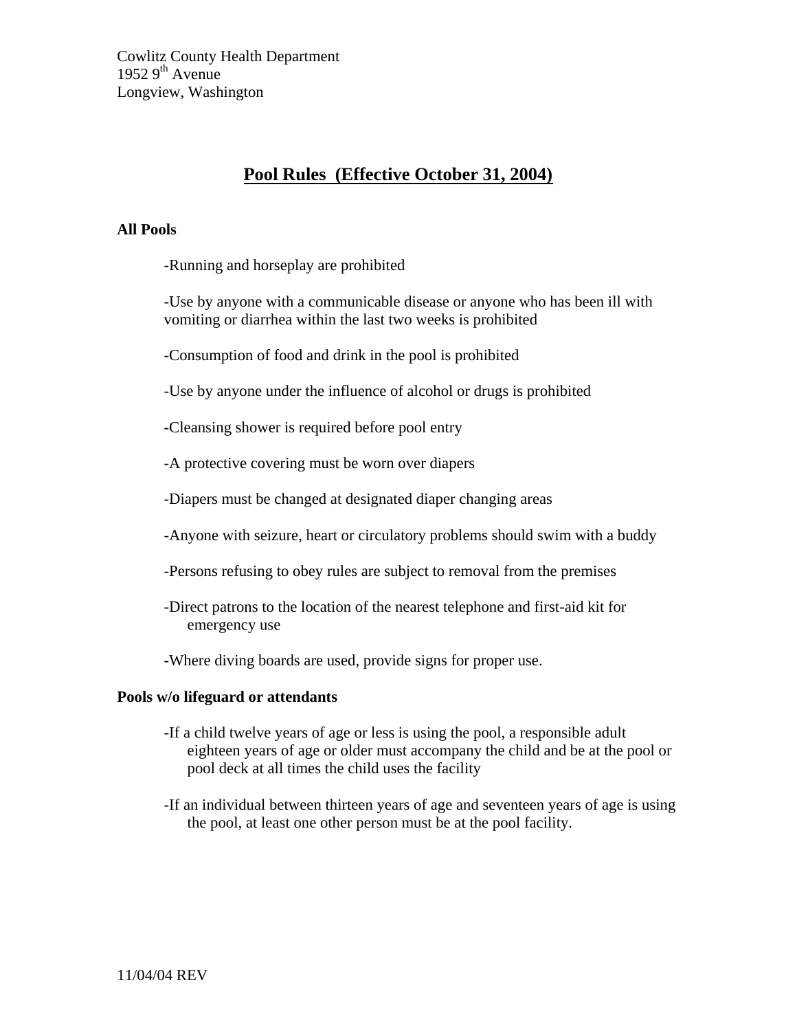Cowlitz County Health Department
1952 9th Avenue
Longview, Washington

# Pool Rules (Effective October 31, 2004)

**All Pools**

- Running and horseplay are prohibited
- Use by anyone with a communicable disease or anyone who has been ill with vomiting or diarrhea within the last two weeks is prohibited
- Consumption of food and drink in the pool is prohibited
- Use by anyone under the influence of alcohol or drugs is prohibited
- Cleansing shower is required before pool entry
- A protective covering must be worn over diapers
- Diapers must be changed at designated diaper changing areas
- Anyone with seizure, heart or circulatory problems should swim with a buddy
- Persons refusing to obey rules are subject to removal from the premises
- Direct patrons to the location of the nearest telephone and first-aid kit for emergency use
- Where diving boards are used, provide signs for proper use.

**Pools w/o lifeguard or attendants**

- If a child twelve years of age or less is using the pool, a responsible adult eighteen years of age or older must accompany the child and be at the pool or pool deck at all times the child uses the facility
- If an individual between thirteen years of age and seventeen years of age is using the pool, at least one other person must be at the pool facility.

11/04/04 REV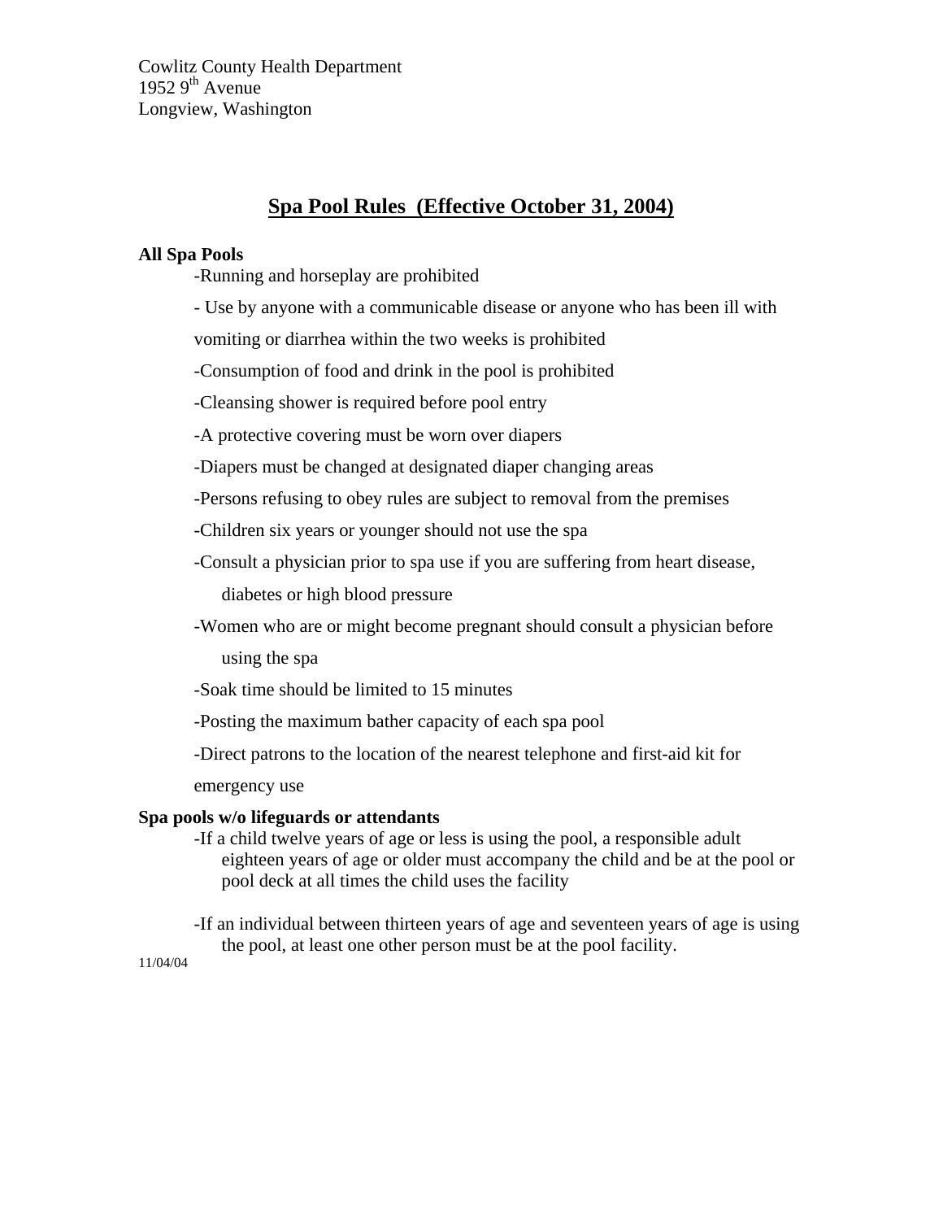Cowlitz County Health Department
1952 9th Avenue
Longview, Washington

## Spa Pool Rules (Effective October 31, 2004)

**All Spa Pools**

- Running and horseplay are prohibited
- Use by anyone with a communicable disease or anyone who has been ill with vomiting or diarrhea within the two weeks is prohibited
- Consumption of food and drink in the pool is prohibited
- Cleansing shower is required before pool entry
- A protective covering must be worn over diapers
- Diapers must be changed at designated diaper changing areas
- Persons refusing to obey rules are subject to removal from the premises
- Children six years or younger should not use the spa
- Consult a physician prior to spa use if you are suffering from heart disease, diabetes or high blood pressure
- Women who are or might become pregnant should consult a physician before using the spa
- Soak time should be limited to 15 minutes
- Posting the maximum bather capacity of each spa pool
- Direct patrons to the location of the nearest telephone and first-aid kit for emergency use

**Spa pools w/o lifeguards or attendants**

- If a child twelve years of age or less is using the pool, a responsible adult eighteen years of age or older must accompany the child and be at the pool or pool deck at all times the child uses the facility
- If an individual between thirteen years of age and seventeen years of age is using the pool, at least one other person must be at the pool facility.

11/04/04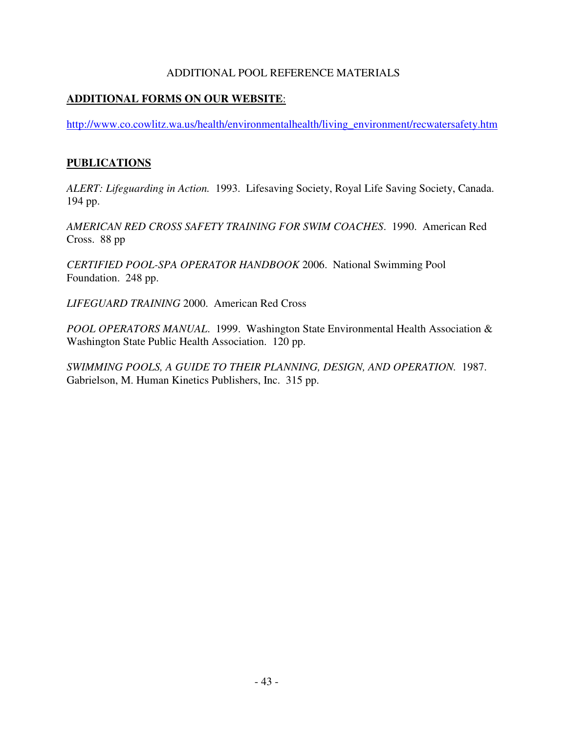# ADDITIONAL POOL REFERENCE MATERIALS

## ADDITIONAL FORMS ON OUR WEBSITE:

http://www.co.cowlitz.wa.us/health/environmentalhealth/living_environment/recwatersafety.htm

## PUBLICATIONS

*ALERT: Lifeguarding in Action.* 1993. Lifesaving Society, Royal Life Saving Society, Canada. 194 pp.

*AMERICAN RED CROSS SAFETY TRAINING FOR SWIM COACHES*. 1990. American Red Cross. 88 pp

*CERTIFIED POOL-SPA OPERATOR HANDBOOK* 2006. National Swimming Pool Foundation. 248 pp.

*LIFEGUARD TRAINING* 2000. American Red Cross

*POOL OPERATORS MANUAL*. 1999. Washington State Environmental Health Association & Washington State Public Health Association. 120 pp.

*SWIMMING POOLS, A GUIDE TO THEIR PLANNING, DESIGN, AND OPERATION.* 1987. Gabrielson, M. Human Kinetics Publishers, Inc. 315 pp.